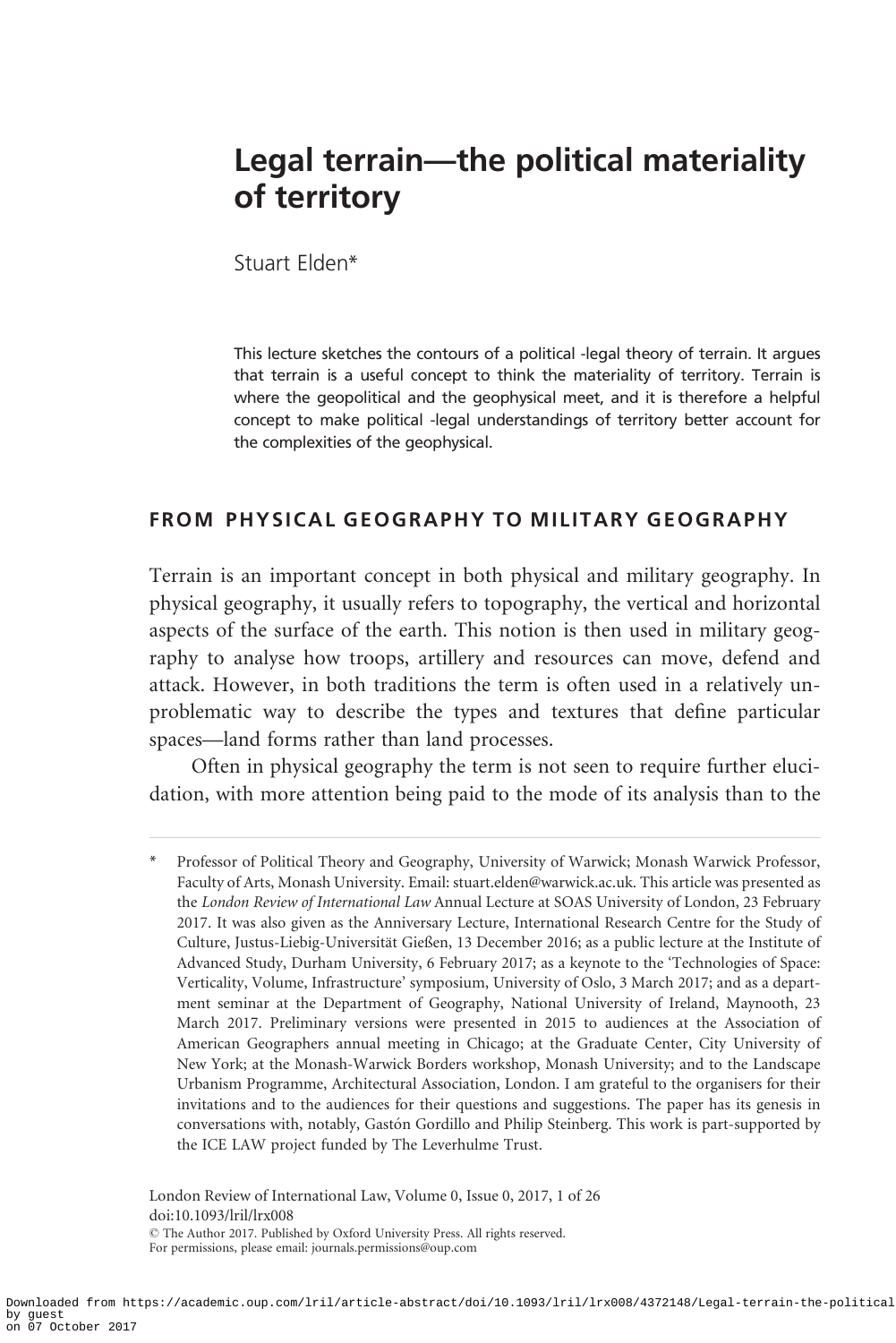# Legal terrain—the political materiality of territory

Stuart Elden*

This lecture sketches the contours of a political -legal theory of terrain. It argues that terrain is a useful concept to think the materiality of territory. Terrain is where the geopolitical and the geophysical meet, and it is therefore a helpful concept to make political -legal understandings of territory better account for the complexities of the geophysical.

## FROM PHYSICAL GEOGRAPHY TO MILITARY GEOGRAPHY

Terrain is an important concept in both physical and military geography. In physical geography, it usually refers to topography, the vertical and horizontal aspects of the surface of the earth. This notion is then used in military geography to analyse how troops, artillery and resources can move, defend and attack. However, in both traditions the term is often used in a relatively unproblematic way to describe the types and textures that define particular spaces—land forms rather than land processes.

Often in physical geography the term is not seen to require further elucidation, with more attention being paid to the mode of its analysis than to the

---

\* Professor of Political Theory and Geography, University of Warwick; Monash Warwick Professor, Faculty of Arts, Monash University. Email: stuart.elden@warwick.ac.uk. This article was presented as the *London Review of International Law* Annual Lecture at SOAS University of London, 23 February 2017. It was also given as the Anniversary Lecture, International Research Centre for the Study of Culture, Justus-Liebig-Universität Gießen, 13 December 2016; as a public lecture at the Institute of Advanced Study, Durham University, 6 February 2017; as a keynote to the 'Technologies of Space: Verticality, Volume, Infrastructure' symposium, University of Oslo, 3 March 2017; and as a department seminar at the Department of Geography, National University of Ireland, Maynooth, 23 March 2017. Preliminary versions were presented in 2015 to audiences at the Association of American Geographers annual meeting in Chicago; at the Graduate Center, City University of New York; at the Monash-Warwick Borders workshop, Monash University; and to the Landscape Urbanism Programme, Architectural Association, London. I am grateful to the organisers for their invitations and to the audiences for their questions and suggestions. The paper has its genesis in conversations with, notably, Gastón Gordillo and Philip Steinberg. This work is part-supported by the ICE LAW project funded by The Leverhulme Trust.

London Review of International Law, Volume 0, Issue 0, 2017, 1 of 26
doi:10.1093/lril/lrx008
© The Author 2017. Published by Oxford University Press. All rights reserved.
For permissions, please email: journals.permissions@oup.com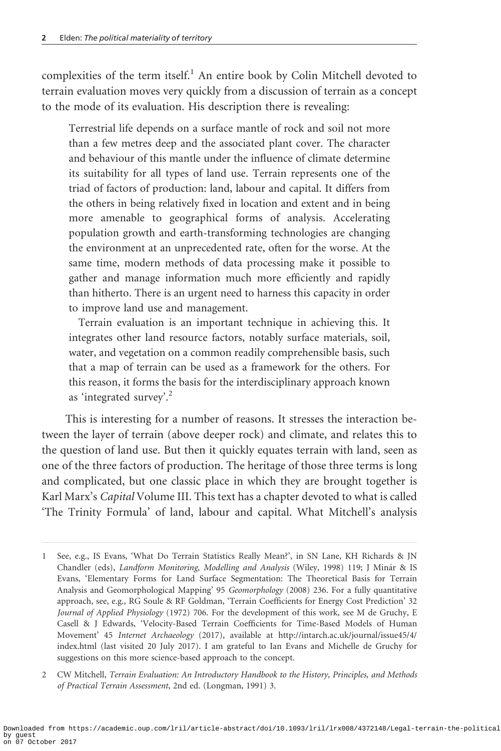complexities of the term itself.[1] An entire book by Colin Mitchell devoted to terrain evaluation moves very quickly from a discussion of terrain as a concept to the mode of its evaluation. His description there is revealing:

> Terrestrial life depends on a surface mantle of rock and soil not more than a few metres deep and the associated plant cover. The character and behaviour of this mantle under the influence of climate determine its suitability for all types of land use. Terrain represents one of the triad of factors of production: land, labour and capital. It differs from the others in being relatively fixed in location and extent and in being more amenable to geographical forms of analysis. Accelerating population growth and earth-transforming technologies are changing the environment at an unprecedented rate, often for the worse. At the same time, modern methods of data processing make it possible to gather and manage information much more efficiently and rapidly than hitherto. There is an urgent need to harness this capacity in order to improve land use and management.
>
> Terrain evaluation is an important technique in achieving this. It integrates other land resource factors, notably surface materials, soil, water, and vegetation on a common readily comprehensible basis, such that a map of terrain can be used as a framework for the others. For this reason, it forms the basis for the interdisciplinary approach known as 'integrated survey'.[2]

This is interesting for a number of reasons. It stresses the interaction between the layer of terrain (above deeper rock) and climate, and relates this to the question of land use. But then it quickly equates terrain with land, seen as one of the three factors of production. The heritage of those three terms is long and complicated, but one classic place in which they are brought together is Karl Marx's *Capital* Volume III. This text has a chapter devoted to what is called 'The Trinity Formula' of land, labour and capital. What Mitchell's analysis

---

1 See, e.g., IS Evans, 'What Do Terrain Statistics Really Mean?', in SN Lane, KH Richards & JN Chandler (eds), *Landform Monitoring, Modelling and Analysis* (Wiley, 1998) 119; J Minár & IS Evans, 'Elementary Forms for Land Surface Segmentation: The Theoretical Basis for Terrain Analysis and Geomorphological Mapping' 95 *Geomorphology* (2008) 236. For a fully quantitative approach, see, e.g., RG Soule & RF Goldman, 'Terrain Coefficients for Energy Cost Prediction' 32 *Journal of Applied Physiology* (1972) 706. For the development of this work, see M de Gruchy, E Casell & J Edwards, 'Velocity-Based Terrain Coefficients for Time-Based Models of Human Movement' 45 *Internet Archaeology* (2017), available at http://intarch.ac.uk/journal/issue45/4/index.html (last visited 20 July 2017). I am grateful to Ian Evans and Michelle de Gruchy for suggestions on this more science-based approach to the concept.

2 CW Mitchell, *Terrain Evaluation: An Introductory Handbook to the History, Principles, and Methods of Practical Terrain Assessment*, 2nd ed. (Longman, 1991) 3.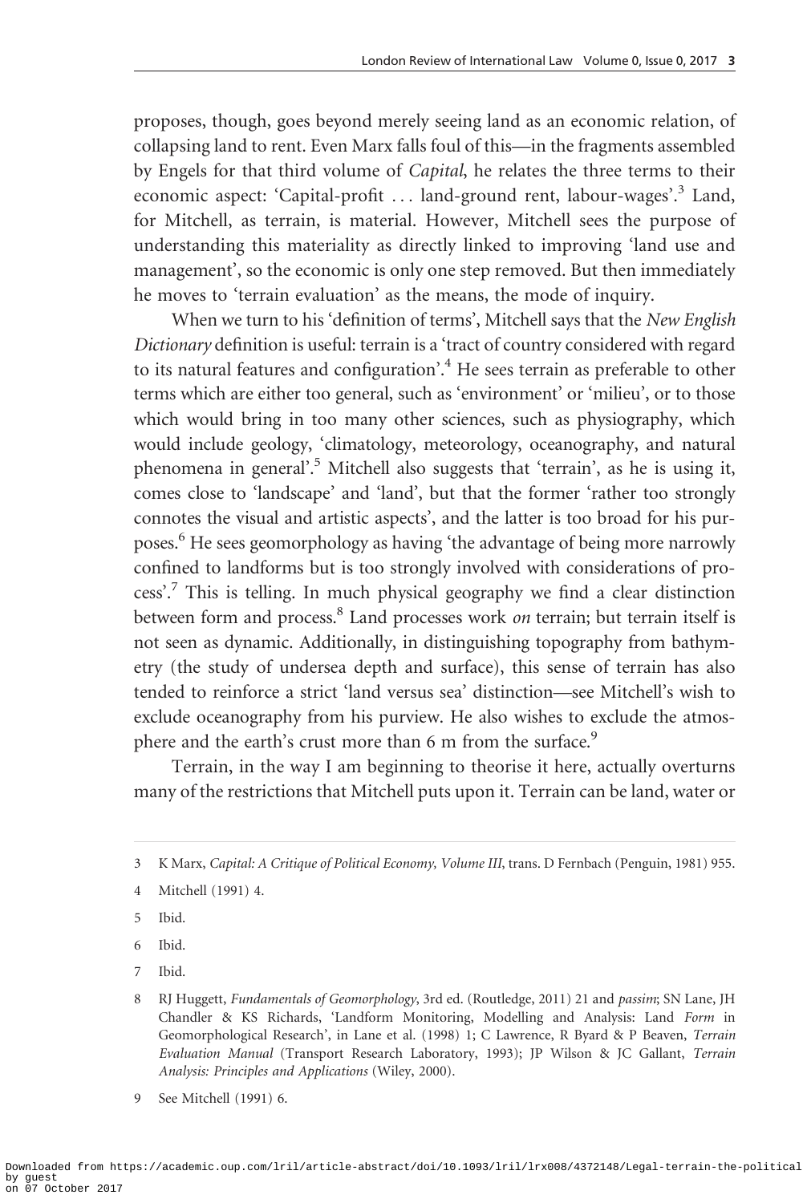proposes, though, goes beyond merely seeing land as an economic relation, of collapsing land to rent. Even Marx falls foul of this—in the fragments assembled by Engels for that third volume of *Capital*, he relates the three terms to their economic aspect: 'Capital-profit ... land-ground rent, labour-wages'.[3] Land, for Mitchell, as terrain, is material. However, Mitchell sees the purpose of understanding this materiality as directly linked to improving 'land use and management', so the economic is only one step removed. But then immediately he moves to 'terrain evaluation' as the means, the mode of inquiry.

When we turn to his 'definition of terms', Mitchell says that the *New English Dictionary* definition is useful: terrain is a 'tract of country considered with regard to its natural features and configuration'.[4] He sees terrain as preferable to other terms which are either too general, such as 'environment' or 'milieu', or to those which would bring in too many other sciences, such as physiography, which would include geology, 'climatology, meteorology, oceanography, and natural phenomena in general'.[5] Mitchell also suggests that 'terrain', as he is using it, comes close to 'landscape' and 'land', but that the former 'rather too strongly connotes the visual and artistic aspects', and the latter is too broad for his purposes.[6] He sees geomorphology as having 'the advantage of being more narrowly confined to landforms but is too strongly involved with considerations of process'.[7] This is telling. In much physical geography we find a clear distinction between form and process.[8] Land processes work *on* terrain; but terrain itself is not seen as dynamic. Additionally, in distinguishing topography from bathymetry (the study of undersea depth and surface), this sense of terrain has also tended to reinforce a strict 'land versus sea' distinction—see Mitchell's wish to exclude oceanography from his purview. He also wishes to exclude the atmosphere and the earth's crust more than 6 m from the surface.[9]

Terrain, in the way I am beginning to theorise it here, actually overturns many of the restrictions that Mitchell puts upon it. Terrain can be land, water or

---

3 K Marx, *Capital: A Critique of Political Economy, Volume III*, trans. D Fernbach (Penguin, 1981) 955.

4 Mitchell (1991) 4.

5 Ibid.

6 Ibid.

7 Ibid.

8 RJ Huggett, *Fundamentals of Geomorphology*, 3rd ed. (Routledge, 2011) 21 and *passim*; SN Lane, JH Chandler & KS Richards, 'Landform Monitoring, Modelling and Analysis: Land *Form* in Geomorphological Research', in Lane et al. (1998) 1; C Lawrence, R Byard & P Beaven, *Terrain Evaluation Manual* (Transport Research Laboratory, 1993); JP Wilson & JC Gallant, *Terrain Analysis: Principles and Applications* (Wiley, 2000).

9 See Mitchell (1991) 6.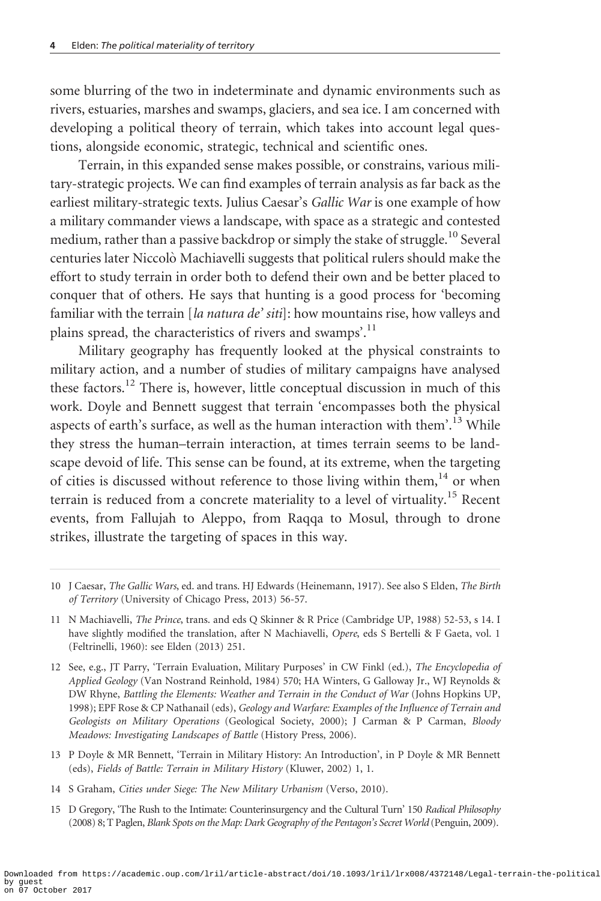some blurring of the two in indeterminate and dynamic environments such as rivers, estuaries, marshes and swamps, glaciers, and sea ice. I am concerned with developing a political theory of terrain, which takes into account legal questions, alongside economic, strategic, technical and scientific ones.

Terrain, in this expanded sense makes possible, or constrains, various military-strategic projects. We can find examples of terrain analysis as far back as the earliest military-strategic texts. Julius Caesar's *Gallic War* is one example of how a military commander views a landscape, with space as a strategic and contested medium, rather than a passive backdrop or simply the stake of struggle.[10] Several centuries later Niccolò Machiavelli suggests that political rulers should make the effort to study terrain in order both to defend their own and be better placed to conquer that of others. He says that hunting is a good process for 'becoming familiar with the terrain [*la natura de' siti*]: how mountains rise, how valleys and plains spread, the characteristics of rivers and swamps'.[11]

Military geography has frequently looked at the physical constraints to military action, and a number of studies of military campaigns have analysed these factors.[12] There is, however, little conceptual discussion in much of this work. Doyle and Bennett suggest that terrain 'encompasses both the physical aspects of earth's surface, as well as the human interaction with them'.[13] While they stress the human–terrain interaction, at times terrain seems to be landscape devoid of life. This sense can be found, at its extreme, when the targeting of cities is discussed without reference to those living within them,[14] or when terrain is reduced from a concrete materiality to a level of virtuality.[15] Recent events, from Fallujah to Aleppo, from Raqqa to Mosul, through to drone strikes, illustrate the targeting of spaces in this way.

---

10 J Caesar, *The Gallic Wars*, ed. and trans. HJ Edwards (Heinemann, 1917). See also S Elden, *The Birth of Territory* (University of Chicago Press, 2013) 56-57.

11 N Machiavelli, *The Prince*, trans. and eds Q Skinner & R Price (Cambridge UP, 1988) 52-53, s 14. I have slightly modified the translation, after N Machiavelli, *Opere*, eds S Bertelli & F Gaeta, vol. 1 (Feltrinelli, 1960): see Elden (2013) 251.

12 See, e.g., JT Parry, 'Terrain Evaluation, Military Purposes' in CW Finkl (ed.), *The Encyclopedia of Applied Geology* (Van Nostrand Reinhold, 1984) 570; HA Winters, G Galloway Jr., WJ Reynolds & DW Rhyne, *Battling the Elements: Weather and Terrain in the Conduct of War* (Johns Hopkins UP, 1998); EPF Rose & CP Nathanail (eds), *Geology and Warfare: Examples of the Influence of Terrain and Geologists on Military Operations* (Geological Society, 2000); J Carman & P Carman, *Bloody Meadows: Investigating Landscapes of Battle* (History Press, 2006).

13 P Doyle & MR Bennett, 'Terrain in Military History: An Introduction', in P Doyle & MR Bennett (eds), *Fields of Battle: Terrain in Military History* (Kluwer, 2002) 1, 1.

14 S Graham, *Cities under Siege: The New Military Urbanism* (Verso, 2010).

15 D Gregory, 'The Rush to the Intimate: Counterinsurgency and the Cultural Turn' 150 *Radical Philosophy* (2008) 8; T Paglen, *Blank Spots on the Map: Dark Geography of the Pentagon's Secret World* (Penguin, 2009).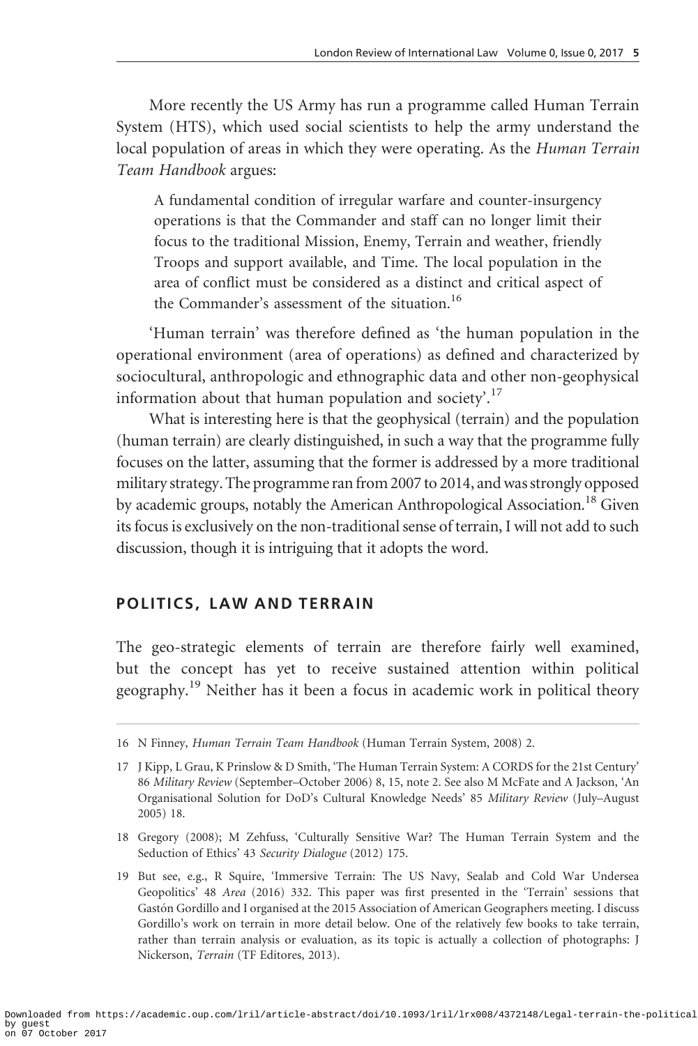More recently the US Army has run a programme called Human Terrain System (HTS), which used social scientists to help the army understand the local population of areas in which they were operating. As the *Human Terrain Team Handbook* argues:

> A fundamental condition of irregular warfare and counter-insurgency operations is that the Commander and staff can no longer limit their focus to the traditional Mission, Enemy, Terrain and weather, friendly Troops and support available, and Time. The local population in the area of conflict must be considered as a distinct and critical aspect of the Commander's assessment of the situation.[16]

'Human terrain' was therefore defined as 'the human population in the operational environment (area of operations) as defined and characterized by sociocultural, anthropologic and ethnographic data and other non-geophysical information about that human population and society'.[17]

What is interesting here is that the geophysical (terrain) and the population (human terrain) are clearly distinguished, in such a way that the programme fully focuses on the latter, assuming that the former is addressed by a more traditional military strategy. The programme ran from 2007 to 2014, and was strongly opposed by academic groups, notably the American Anthropological Association.[18] Given its focus is exclusively on the non-traditional sense of terrain, I will not add to such discussion, though it is intriguing that it adopts the word.

## POLITICS, LAW AND TERRAIN

The geo-strategic elements of terrain are therefore fairly well examined, but the concept has yet to receive sustained attention within political geography.[19] Neither has it been a focus in academic work in political theory

---

16 N Finney, *Human Terrain Team Handbook* (Human Terrain System, 2008) 2.

17 J Kipp, L Grau, K Prinslow & D Smith, 'The Human Terrain System: A CORDS for the 21st Century' 86 *Military Review* (September–October 2006) 8, 15, note 2. See also M McFate and A Jackson, 'An Organisational Solution for DoD's Cultural Knowledge Needs' 85 *Military Review* (July–August 2005) 18.

18 Gregory (2008); M Zehfuss, 'Culturally Sensitive War? The Human Terrain System and the Seduction of Ethics' 43 *Security Dialogue* (2012) 175.

19 But see, e.g., R Squire, 'Immersive Terrain: The US Navy, Sealab and Cold War Undersea Geopolitics' 48 *Area* (2016) 332. This paper was first presented in the 'Terrain' sessions that Gastón Gordillo and I organised at the 2015 Association of American Geographers meeting. I discuss Gordillo's work on terrain in more detail below. One of the relatively few books to take terrain, rather than terrain analysis or evaluation, as its topic is actually a collection of photographs: J Nickerson, *Terrain* (TF Editores, 2013).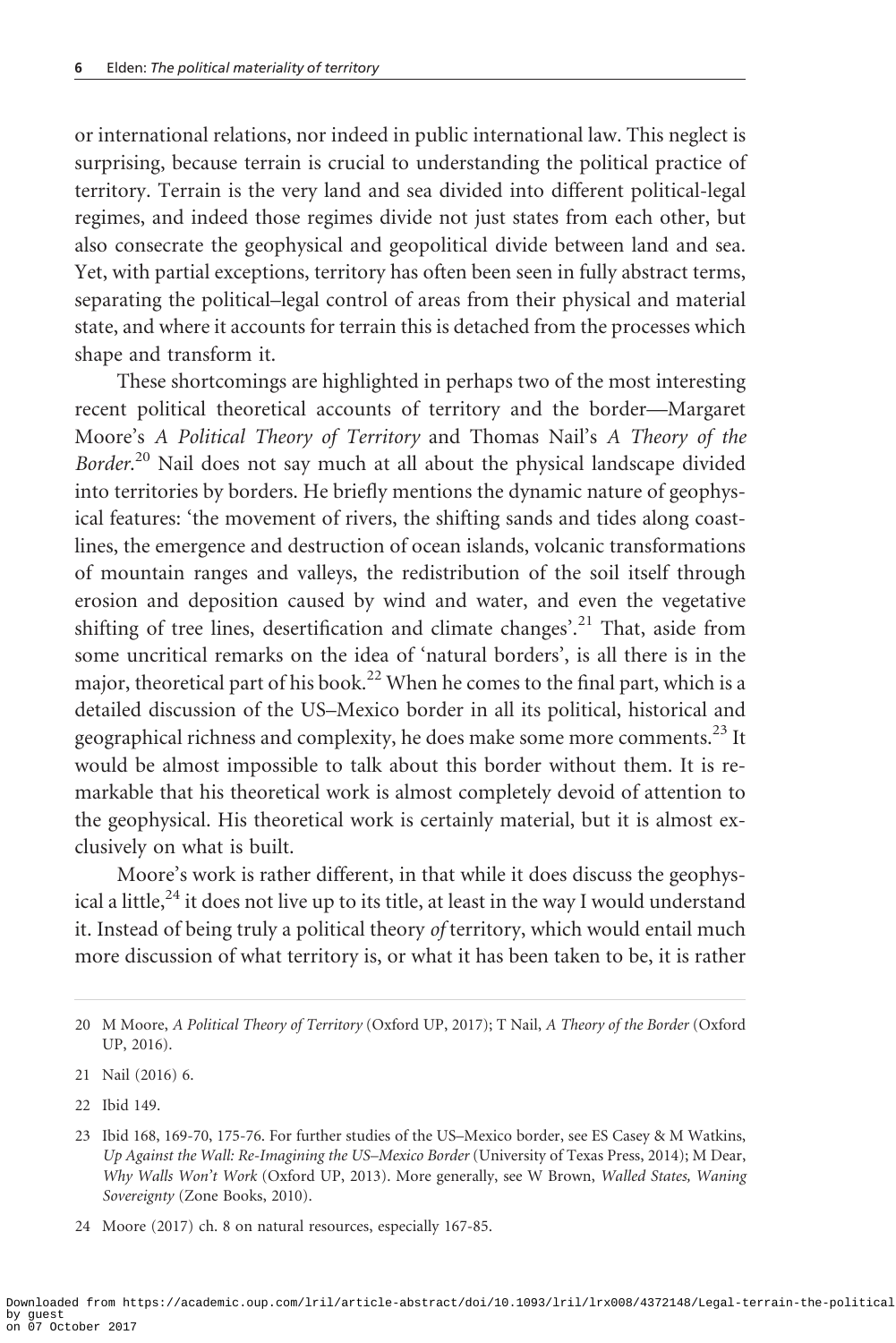or international relations, nor indeed in public international law. This neglect is surprising, because terrain is crucial to understanding the political practice of territory. Terrain is the very land and sea divided into different political-legal regimes, and indeed those regimes divide not just states from each other, but also consecrate the geophysical and geopolitical divide between land and sea. Yet, with partial exceptions, territory has often been seen in fully abstract terms, separating the political–legal control of areas from their physical and material state, and where it accounts for terrain this is detached from the processes which shape and transform it.

These shortcomings are highlighted in perhaps two of the most interesting recent political theoretical accounts of territory and the border—Margaret Moore's *A Political Theory of Territory* and Thomas Nail's *A Theory of the Border*.[20] Nail does not say much at all about the physical landscape divided into territories by borders. He briefly mentions the dynamic nature of geophysical features: 'the movement of rivers, the shifting sands and tides along coastlines, the emergence and destruction of ocean islands, volcanic transformations of mountain ranges and valleys, the redistribution of the soil itself through erosion and deposition caused by wind and water, and even the vegetative shifting of tree lines, desertification and climate changes'.[21] That, aside from some uncritical remarks on the idea of 'natural borders', is all there is in the major, theoretical part of his book.[22] When he comes to the final part, which is a detailed discussion of the US–Mexico border in all its political, historical and geographical richness and complexity, he does make some more comments.[23] It would be almost impossible to talk about this border without them. It is remarkable that his theoretical work is almost completely devoid of attention to the geophysical. His theoretical work is certainly material, but it is almost exclusively on what is built.

Moore's work is rather different, in that while it does discuss the geophysical a little,[24] it does not live up to its title, at least in the way I would understand it. Instead of being truly a political theory *of* territory, which would entail much more discussion of what territory is, or what it has been taken to be, it is rather

---

20 M Moore, *A Political Theory of Territory* (Oxford UP, 2017); T Nail, *A Theory of the Border* (Oxford UP, 2016).

21 Nail (2016) 6.

22 Ibid 149.

23 Ibid 168, 169-70, 175-76. For further studies of the US–Mexico border, see ES Casey & M Watkins, *Up Against the Wall: Re-Imagining the US–Mexico Border* (University of Texas Press, 2014); M Dear, *Why Walls Won't Work* (Oxford UP, 2013). More generally, see W Brown, *Walled States, Waning Sovereignty* (Zone Books, 2010).

24 Moore (2017) ch. 8 on natural resources, especially 167-85.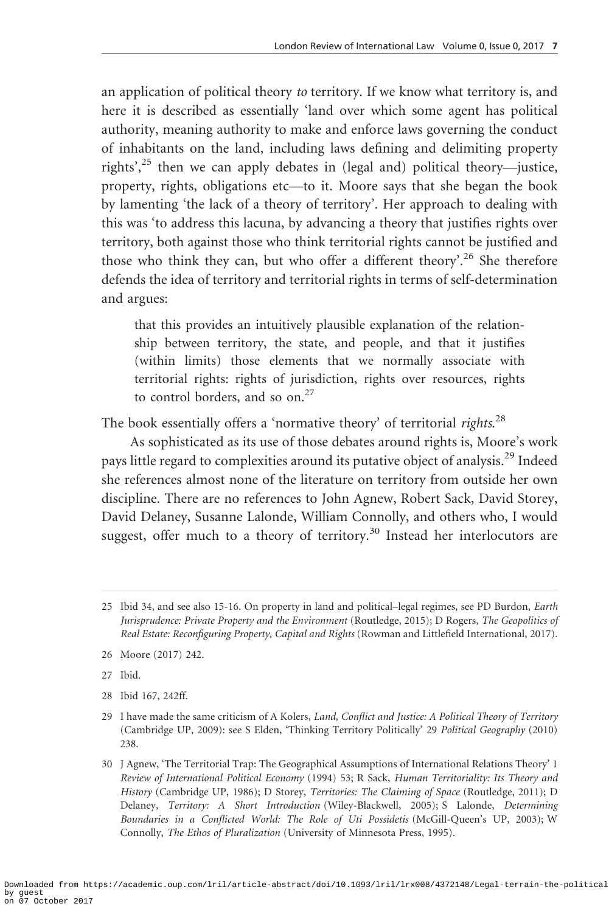an application of political theory *to* territory. If we know what territory is, and here it is described as essentially 'land over which some agent has political authority, meaning authority to make and enforce laws governing the conduct of inhabitants on the land, including laws defining and delimiting property rights',[25] then we can apply debates in (legal and) political theory—justice, property, rights, obligations etc—to it. Moore says that she began the book by lamenting 'the lack of a theory of territory'. Her approach to dealing with this was 'to address this lacuna, by advancing a theory that justifies rights over territory, both against those who think territorial rights cannot be justified and those who think they can, but who offer a different theory'.[26] She therefore defends the idea of territory and territorial rights in terms of self-determination and argues:

> that this provides an intuitively plausible explanation of the relationship between territory, the state, and people, and that it justifies (within limits) those elements that we normally associate with territorial rights: rights of jurisdiction, rights over resources, rights to control borders, and so on.[27]

The book essentially offers a 'normative theory' of territorial *rights*.[28]

As sophisticated as its use of those debates around rights is, Moore's work pays little regard to complexities around its putative object of analysis.[29] Indeed she references almost none of the literature on territory from outside her own discipline. There are no references to John Agnew, Robert Sack, David Storey, David Delaney, Susanne Lalonde, William Connolly, and others who, I would suggest, offer much to a theory of territory.[30] Instead her interlocutors are

---

25 Ibid 34, and see also 15-16. On property in land and political–legal regimes, see PD Burdon, *Earth Jurisprudence: Private Property and the Environment* (Routledge, 2015); D Rogers, *The Geopolitics of Real Estate: Reconfiguring Property, Capital and Rights* (Rowman and Littlefield International, 2017).

26 Moore (2017) 242.

27 Ibid.

28 Ibid 167, 242ff.

29 I have made the same criticism of A Kolers, *Land, Conflict and Justice: A Political Theory of Territory* (Cambridge UP, 2009): see S Elden, 'Thinking Territory Politically' 29 *Political Geography* (2010) 238.

30 J Agnew, 'The Territorial Trap: The Geographical Assumptions of International Relations Theory' 1 *Review of International Political Economy* (1994) 53; R Sack, *Human Territoriality: Its Theory and History* (Cambridge UP, 1986); D Storey, *Territories: The Claiming of Space* (Routledge, 2011); D Delaney, *Territory: A Short Introduction* (Wiley-Blackwell, 2005); S Lalonde, *Determining Boundaries in a Conflicted World: The Role of Uti Possidetis* (McGill-Queen's UP, 2003); W Connolly, *The Ethos of Pluralization* (University of Minnesota Press, 1995).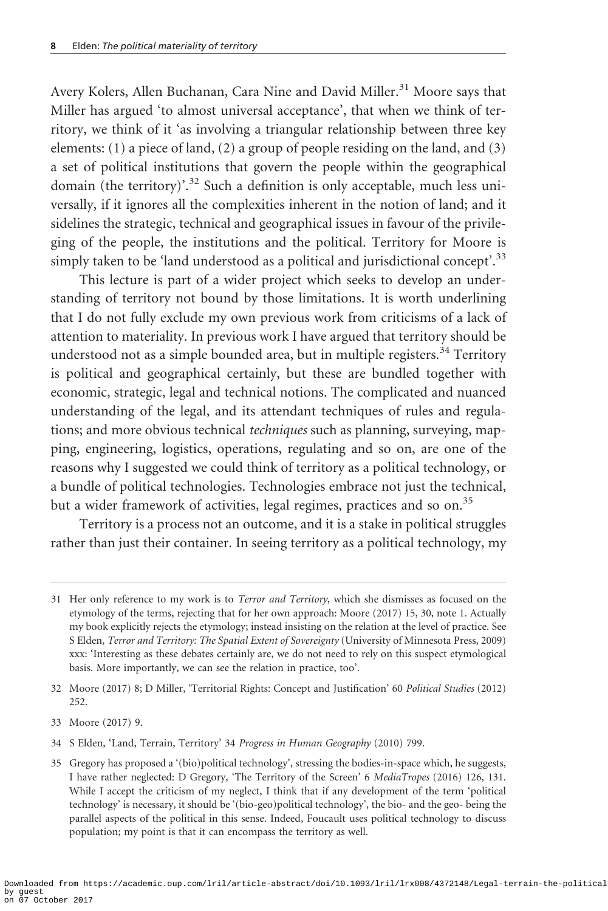Avery Kolers, Allen Buchanan, Cara Nine and David Miller.[31] Moore says that Miller has argued 'to almost universal acceptance', that when we think of territory, we think of it 'as involving a triangular relationship between three key elements: (1) a piece of land, (2) a group of people residing on the land, and (3) a set of political institutions that govern the people within the geographical domain (the territory)'.[32] Such a definition is only acceptable, much less universally, if it ignores all the complexities inherent in the notion of land; and it sidelines the strategic, technical and geographical issues in favour of the privileging of the people, the institutions and the political. Territory for Moore is simply taken to be 'land understood as a political and jurisdictional concept'.[33]

This lecture is part of a wider project which seeks to develop an understanding of territory not bound by those limitations. It is worth underlining that I do not fully exclude my own previous work from criticisms of a lack of attention to materiality. In previous work I have argued that territory should be understood not as a simple bounded area, but in multiple registers.[34] Territory is political and geographical certainly, but these are bundled together with economic, strategic, legal and technical notions. The complicated and nuanced understanding of the legal, and its attendant techniques of rules and regulations; and more obvious technical *techniques* such as planning, surveying, mapping, engineering, logistics, operations, regulating and so on, are one of the reasons why I suggested we could think of territory as a political technology, or a bundle of political technologies. Technologies embrace not just the technical, but a wider framework of activities, legal regimes, practices and so on.[35]

Territory is a process not an outcome, and it is a stake in political struggles rather than just their container. In seeing territory as a political technology, my

---

31 Her only reference to my work is to *Terror and Territory*, which she dismisses as focused on the etymology of the terms, rejecting that for her own approach: Moore (2017) 15, 30, note 1. Actually my book explicitly rejects the etymology; instead insisting on the relation at the level of practice. See S Elden, *Terror and Territory: The Spatial Extent of Sovereignty* (University of Minnesota Press, 2009) xxx: 'Interesting as these debates certainly are, we do not need to rely on this suspect etymological basis. More importantly, we can see the relation in practice, too'.

32 Moore (2017) 8; D Miller, 'Territorial Rights: Concept and Justification' 60 *Political Studies* (2012) 252.

33 Moore (2017) 9.

34 S Elden, 'Land, Terrain, Territory' 34 *Progress in Human Geography* (2010) 799.

35 Gregory has proposed a '(bio)political technology', stressing the bodies-in-space which, he suggests, I have rather neglected: D Gregory, 'The Territory of the Screen' 6 *MediaTropes* (2016) 126, 131. While I accept the criticism of my neglect, I think that if any development of the term 'political technology' is necessary, it should be '(bio-geo)political technology', the bio- and the geo- being the parallel aspects of the political in this sense. Indeed, Foucault uses political technology to discuss population; my point is that it can encompass the territory as well.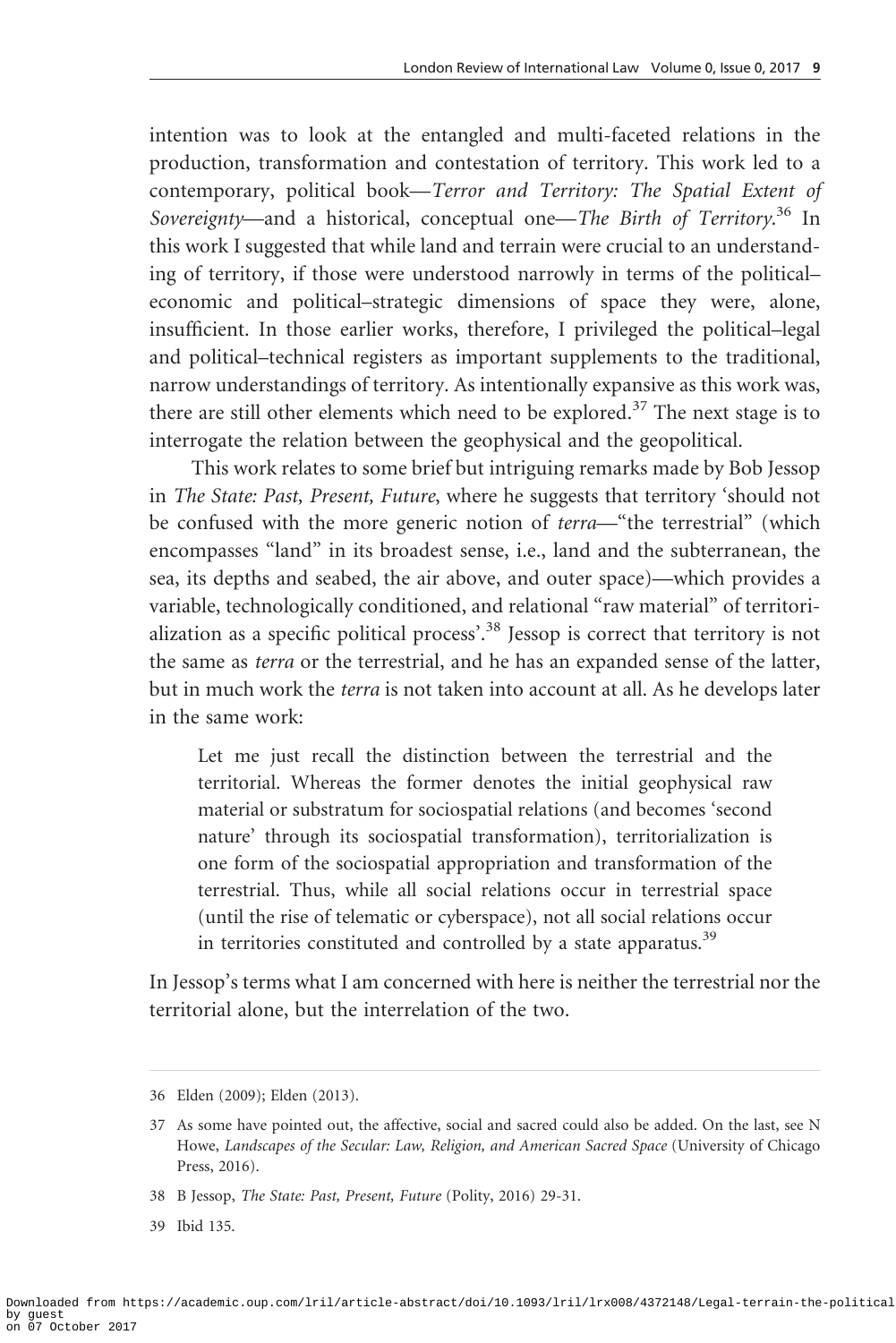intention was to look at the entangled and multi-faceted relations in the production, transformation and contestation of territory. This work led to a contemporary, political book—*Terror and Territory: The Spatial Extent of Sovereignty*—and a historical, conceptual one—*The Birth of Territory*.[36] In this work I suggested that while land and terrain were crucial to an understanding of territory, if those were understood narrowly in terms of the political–economic and political–strategic dimensions of space they were, alone, insufficient. In those earlier works, therefore, I privileged the political–legal and political–technical registers as important supplements to the traditional, narrow understandings of territory. As intentionally expansive as this work was, there are still other elements which need to be explored.[37] The next stage is to interrogate the relation between the geophysical and the geopolitical.

This work relates to some brief but intriguing remarks made by Bob Jessop in *The State: Past, Present, Future*, where he suggests that territory 'should not be confused with the more generic notion of *terra*—"the terrestrial" (which encompasses "land" in its broadest sense, i.e., land and the subterranean, the sea, its depths and seabed, the air above, and outer space)—which provides a variable, technologically conditioned, and relational "raw material" of territorialization as a specific political process'.[38] Jessop is correct that territory is not the same as *terra* or the terrestrial, and he has an expanded sense of the latter, but in much work the *terra* is not taken into account at all. As he develops later in the same work:

> Let me just recall the distinction between the terrestrial and the territorial. Whereas the former denotes the initial geophysical raw material or substratum for sociospatial relations (and becomes 'second nature' through its sociospatial transformation), territorialization is one form of the sociospatial appropriation and transformation of the terrestrial. Thus, while all social relations occur in terrestrial space (until the rise of telematic or cyberspace), not all social relations occur in territories constituted and controlled by a state apparatus.[39]

In Jessop's terms what I am concerned with here is neither the terrestrial nor the territorial alone, but the interrelation of the two.

---

36 Elden (2009); Elden (2013).

37 As some have pointed out, the affective, social and sacred could also be added. On the last, see N Howe, *Landscapes of the Secular: Law, Religion, and American Sacred Space* (University of Chicago Press, 2016).

38 B Jessop, *The State: Past, Present, Future* (Polity, 2016) 29-31.

39 Ibid 135.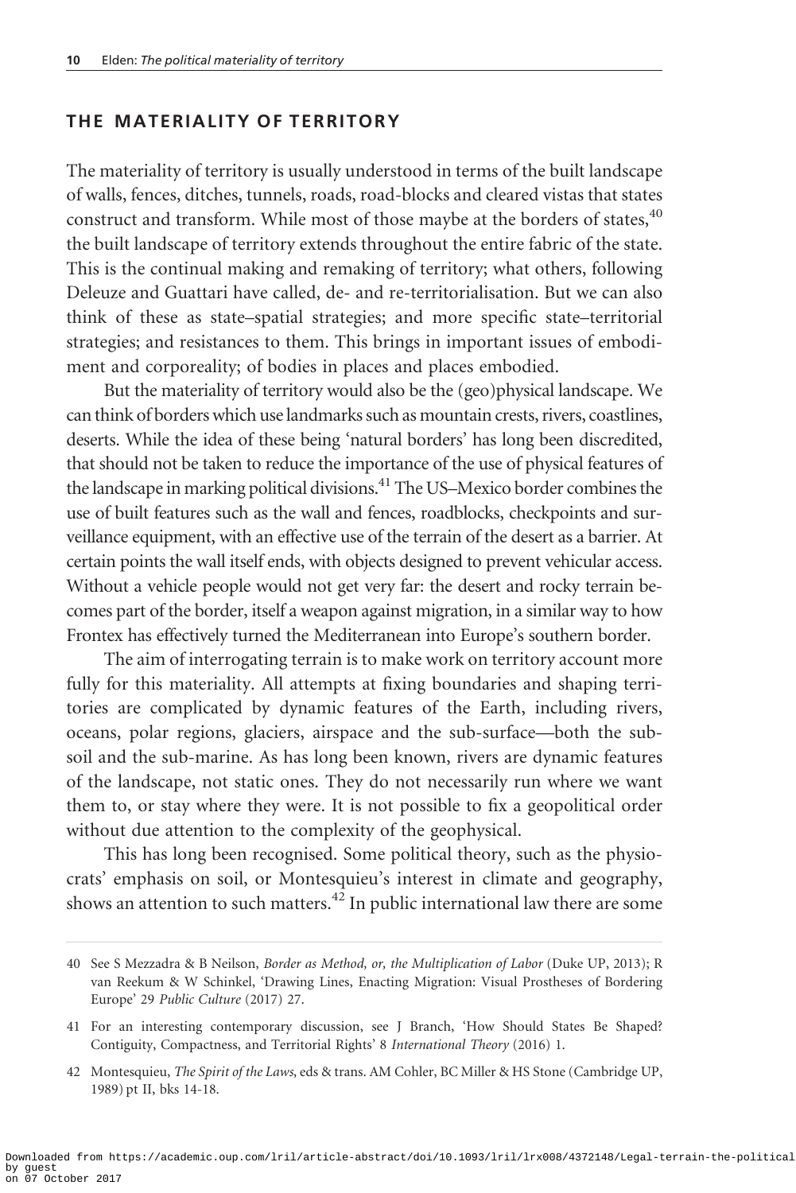## THE MATERIALITY OF TERRITORY

The materiality of territory is usually understood in terms of the built landscape of walls, fences, ditches, tunnels, roads, road-blocks and cleared vistas that states construct and transform. While most of those maybe at the borders of states,[40] the built landscape of territory extends throughout the entire fabric of the state. This is the continual making and remaking of territory; what others, following Deleuze and Guattari have called, de- and re-territorialisation. But we can also think of these as state–spatial strategies; and more specific state–territorial strategies; and resistances to them. This brings in important issues of embodiment and corporeality; of bodies in places and places embodied.

But the materiality of territory would also be the (geo)physical landscape. We can think of borders which use landmarks such as mountain crests, rivers, coastlines, deserts. While the idea of these being 'natural borders' has long been discredited, that should not be taken to reduce the importance of the use of physical features of the landscape in marking political divisions.[41] The US–Mexico border combines the use of built features such as the wall and fences, roadblocks, checkpoints and surveillance equipment, with an effective use of the terrain of the desert as a barrier. At certain points the wall itself ends, with objects designed to prevent vehicular access. Without a vehicle people would not get very far: the desert and rocky terrain becomes part of the border, itself a weapon against migration, in a similar way to how Frontex has effectively turned the Mediterranean into Europe's southern border.

The aim of interrogating terrain is to make work on territory account more fully for this materiality. All attempts at fixing boundaries and shaping territories are complicated by dynamic features of the Earth, including rivers, oceans, polar regions, glaciers, airspace and the sub-surface—both the subsoil and the sub-marine. As has long been known, rivers are dynamic features of the landscape, not static ones. They do not necessarily run where we want them to, or stay where they were. It is not possible to fix a geopolitical order without due attention to the complexity of the geophysical.

This has long been recognised. Some political theory, such as the physiocrats' emphasis on soil, or Montesquieu's interest in climate and geography, shows an attention to such matters.[42] In public international law there are some

---

40 See S Mezzadra & B Neilson, *Border as Method, or, the Multiplication of Labor* (Duke UP, 2013); R van Reekum & W Schinkel, 'Drawing Lines, Enacting Migration: Visual Prostheses of Bordering Europe' 29 *Public Culture* (2017) 27.

41 For an interesting contemporary discussion, see J Branch, 'How Should States Be Shaped? Contiguity, Compactness, and Territorial Rights' 8 *International Theory* (2016) 1.

42 Montesquieu, *The Spirit of the Laws*, eds & trans. AM Cohler, BC Miller & HS Stone (Cambridge UP, 1989) pt II, bks 14-18.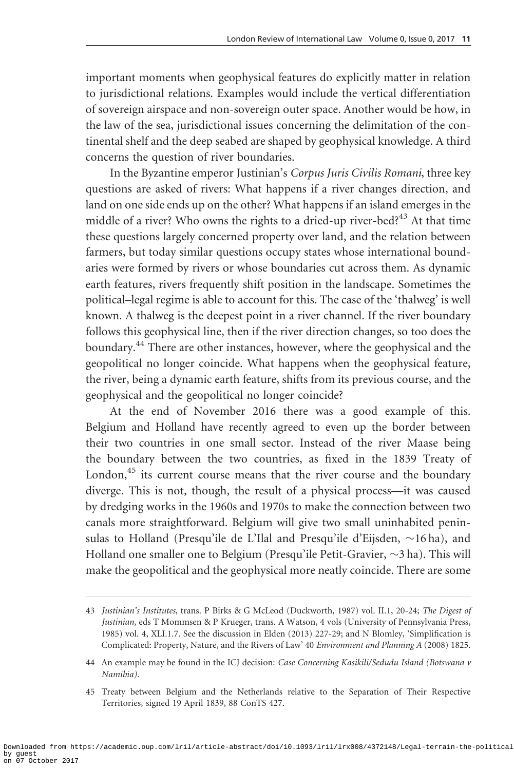important moments when geophysical features do explicitly matter in relation to jurisdictional relations. Examples would include the vertical differentiation of sovereign airspace and non-sovereign outer space. Another would be how, in the law of the sea, jurisdictional issues concerning the delimitation of the continental shelf and the deep seabed are shaped by geophysical knowledge. A third concerns the question of river boundaries.

In the Byzantine emperor Justinian's *Corpus Juris Civilis Romani*, three key questions are asked of rivers: What happens if a river changes direction, and land on one side ends up on the other? What happens if an island emerges in the middle of a river? Who owns the rights to a dried-up river-bed?[43] At that time these questions largely concerned property over land, and the relation between farmers, but today similar questions occupy states whose international boundaries were formed by rivers or whose boundaries cut across them. As dynamic earth features, rivers frequently shift position in the landscape. Sometimes the political–legal regime is able to account for this. The case of the 'thalweg' is well known. A thalweg is the deepest point in a river channel. If the river boundary follows this geophysical line, then if the river direction changes, so too does the boundary.[44] There are other instances, however, where the geophysical and the geopolitical no longer coincide. What happens when the geophysical feature, the river, being a dynamic earth feature, shifts from its previous course, and the geophysical and the geopolitical no longer coincide?

At the end of November 2016 there was a good example of this. Belgium and Holland have recently agreed to even up the border between their two countries in one small sector. Instead of the river Maase being the boundary between the two countries, as fixed in the 1839 Treaty of London,[45] its current course means that the river course and the boundary diverge. This is not, though, the result of a physical process—it was caused by dredging works in the 1960s and 1970s to make the connection between two canals more straightforward. Belgium will give two small uninhabited peninsulas to Holland (Presqu'ile de L'Ilal and Presqu'ile d'Eijsden, ~16 ha), and Holland one smaller one to Belgium (Presqu'ile Petit-Gravier, ~3 ha). This will make the geopolitical and the geophysical more neatly coincide. There are some

---

43 *Justinian's Institutes*, trans. P Birks & G McLeod (Duckworth, 1987) vol. II.1, 20-24; *The Digest of Justinian*, eds T Mommsen & P Krueger, trans. A Watson, 4 vols (University of Pennsylvania Press, 1985) vol. 4, XLI.1.7. See the discussion in Elden (2013) 227-29; and N Blomley, 'Simplification is Complicated: Property, Nature, and the Rivers of Law' 40 *Environment and Planning A* (2008) 1825.

44 An example may be found in the ICJ decision: *Case Concerning Kasikili/Sedudu Island (Botswana v Namibia)*.

45 Treaty between Belgium and the Netherlands relative to the Separation of Their Respective Territories, signed 19 April 1839, 88 ConTS 427.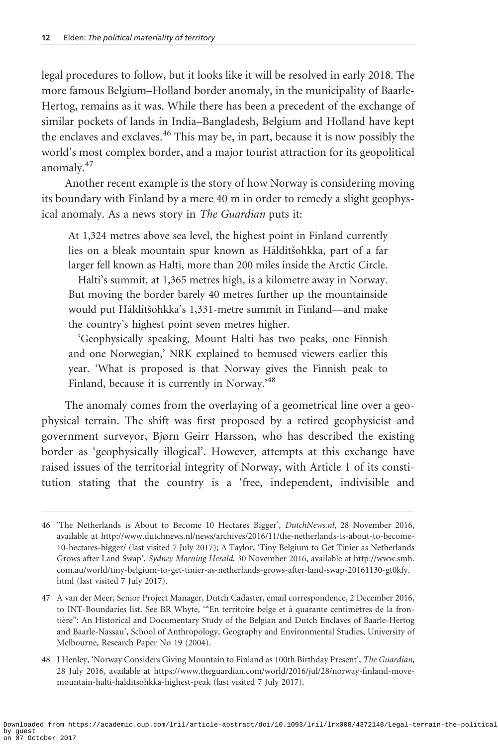legal procedures to follow, but it looks like it will be resolved in early 2018. The more famous Belgium–Holland border anomaly, in the municipality of Baarle-Hertog, remains as it was. While there has been a precedent of the exchange of similar pockets of lands in India–Bangladesh, Belgium and Holland have kept the enclaves and exclaves.[46] This may be, in part, because it is now possibly the world's most complex border, and a major tourist attraction for its geopolitical anomaly.[47]

Another recent example is the story of how Norway is considering moving its boundary with Finland by a mere 40 m in order to remedy a slight geophysical anomaly. As a news story in *The Guardian* puts it:

> At 1,324 metres above sea level, the highest point in Finland currently lies on a bleak mountain spur known as Hálditšohkka, part of a far larger fell known as Halti, more than 200 miles inside the Arctic Circle.
>
> Halti's summit, at 1,365 metres high, is a kilometre away in Norway. But moving the border barely 40 metres further up the mountainside would put Hálditšohkka's 1,331-metre summit in Finland—and make the country's highest point seven metres higher.
>
> 'Geophysically speaking, Mount Halti has two peaks, one Finnish and one Norwegian,' NRK explained to bemused viewers earlier this year. 'What is proposed is that Norway gives the Finnish peak to Finland, because it is currently in Norway.'[48]

The anomaly comes from the overlaying of a geometrical line over a geophysical terrain. The shift was first proposed by a retired geophysicist and government surveyor, Bjørn Geirr Harsson, who has described the existing border as 'geophysically illogical'. However, attempts at this exchange have raised issues of the territorial integrity of Norway, with Article 1 of its constitution stating that the country is a 'free, independent, indivisible and

---

46 'The Netherlands is About to Become 10 Hectares Bigger', *DutchNews.nl*, 28 November 2016, available at http://www.dutchnews.nl/news/archives/2016/11/the-netherlands-is-about-to-become-10-hectares-bigger/ (last visited 7 July 2017); A Taylor, 'Tiny Belgium to Get Tinier as Netherlands Grows after Land Swap', *Sydney Morning Herald*, 30 November 2016, available at http://www.smh.com.au/world/tiny-belgium-to-get-tinier-as-netherlands-grows-after-land-swap-20161130-gt0kfy.html (last visited 7 July 2017).

47 A van der Meer, Senior Project Manager, Dutch Cadaster, email correspondence, 2 December 2016, to INT-Boundaries list. See BR Whyte, '"En territoire belge et à quarante centimètres de la frontière": An Historical and Documentary Study of the Belgian and Dutch Enclaves of Baarle-Hertog and Baarle-Nassau', School of Anthropology, Geography and Environmental Studies, University of Melbourne, Research Paper No 19 (2004).

48 J Henley, 'Norway Considers Giving Mountain to Finland as 100th Birthday Present', *The Guardian*, 28 July 2016, available at https://www.theguardian.com/world/2016/jul/28/norway-finland-move-mountain-halti-halditsohkka-highest-peak (last visited 7 July 2017).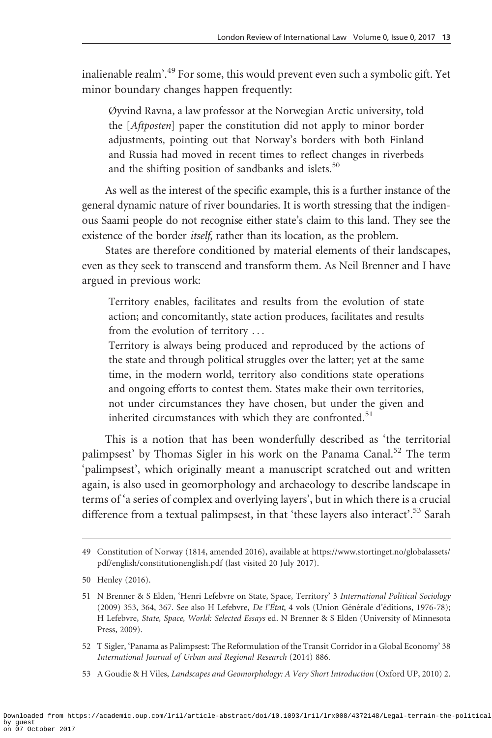inalienable realm'.[49] For some, this would prevent even such a symbolic gift. Yet minor boundary changes happen frequently:

> Øyvind Ravna, a law professor at the Norwegian Arctic university, told the [*Aftposten*] paper the constitution did not apply to minor border adjustments, pointing out that Norway's borders with both Finland and Russia had moved in recent times to reflect changes in riverbeds and the shifting position of sandbanks and islets.[50]

As well as the interest of the specific example, this is a further instance of the general dynamic nature of river boundaries. It is worth stressing that the indigenous Saami people do not recognise either state's claim to this land. They see the existence of the border *itself*, rather than its location, as the problem.

States are therefore conditioned by material elements of their landscapes, even as they seek to transcend and transform them. As Neil Brenner and I have argued in previous work:

> Territory enables, facilitates and results from the evolution of state action; and concomitantly, state action produces, facilitates and results from the evolution of territory . . .
>
> Territory is always being produced and reproduced by the actions of the state and through political struggles over the latter; yet at the same time, in the modern world, territory also conditions state operations and ongoing efforts to contest them. States make their own territories, not under circumstances they have chosen, but under the given and inherited circumstances with which they are confronted.[51]

This is a notion that has been wonderfully described as 'the territorial palimpsest' by Thomas Sigler in his work on the Panama Canal.[52] The term 'palimpsest', which originally meant a manuscript scratched out and written again, is also used in geomorphology and archaeology to describe landscape in terms of 'a series of complex and overlying layers', but in which there is a crucial difference from a textual palimpsest, in that 'these layers also interact'.[53] Sarah

---

49 Constitution of Norway (1814, amended 2016), available at https://www.stortinget.no/globalassets/pdf/english/constitutionenglish.pdf (last visited 20 July 2017).

50 Henley (2016).

51 N Brenner & S Elden, 'Henri Lefebvre on State, Space, Territory' 3 *International Political Sociology* (2009) 353, 364, 367. See also H Lefebvre, *De l'État*, 4 vols (Union Générale d'éditions, 1976-78); H Lefebvre, *State, Space, World: Selected Essays* ed. N Brenner & S Elden (University of Minnesota Press, 2009).

52 T Sigler, 'Panama as Palimpsest: The Reformulation of the Transit Corridor in a Global Economy' 38 *International Journal of Urban and Regional Research* (2014) 886.

53 A Goudie & H Viles, *Landscapes and Geomorphology: A Very Short Introduction* (Oxford UP, 2010) 2.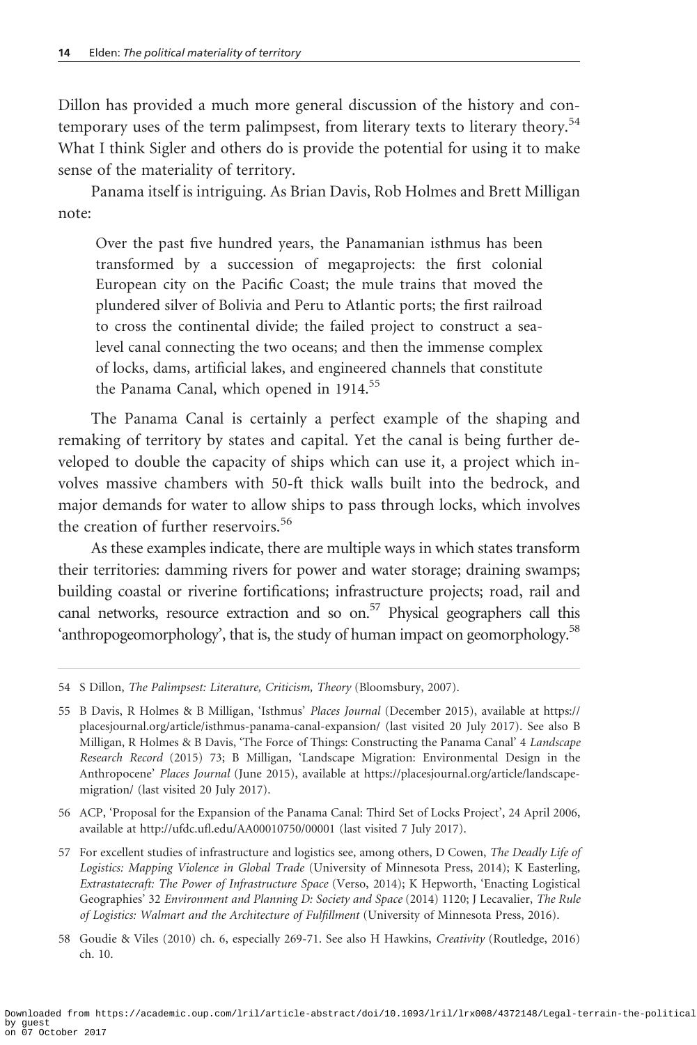Dillon has provided a much more general discussion of the history and contemporary uses of the term palimpsest, from literary texts to literary theory.[54] What I think Sigler and others do is provide the potential for using it to make sense of the materiality of territory.

Panama itself is intriguing. As Brian Davis, Rob Holmes and Brett Milligan note:

> Over the past five hundred years, the Panamanian isthmus has been transformed by a succession of megaprojects: the first colonial European city on the Pacific Coast; the mule trains that moved the plundered silver of Bolivia and Peru to Atlantic ports; the first railroad to cross the continental divide; the failed project to construct a sea-level canal connecting the two oceans; and then the immense complex of locks, dams, artificial lakes, and engineered channels that constitute the Panama Canal, which opened in 1914.[55]

The Panama Canal is certainly a perfect example of the shaping and remaking of territory by states and capital. Yet the canal is being further developed to double the capacity of ships which can use it, a project which involves massive chambers with 50-ft thick walls built into the bedrock, and major demands for water to allow ships to pass through locks, which involves the creation of further reservoirs.[56]

As these examples indicate, there are multiple ways in which states transform their territories: damming rivers for power and water storage; draining swamps; building coastal or riverine fortifications; infrastructure projects; road, rail and canal networks, resource extraction and so on.[57] Physical geographers call this 'anthropogeomorphology', that is, the study of human impact on geomorphology.[58]

---

54 S Dillon, *The Palimpsest: Literature, Criticism, Theory* (Bloomsbury, 2007).

55 B Davis, R Holmes & B Milligan, 'Isthmus' *Places Journal* (December 2015), available at https://placesjournal.org/article/isthmus-panama-canal-expansion/ (last visited 20 July 2017). See also B Milligan, R Holmes & B Davis, 'The Force of Things: Constructing the Panama Canal' 4 *Landscape Research Record* (2015) 73; B Milligan, 'Landscape Migration: Environmental Design in the Anthropocene' *Places Journal* (June 2015), available at https://placesjournal.org/article/landscape-migration/ (last visited 20 July 2017).

56 ACP, 'Proposal for the Expansion of the Panama Canal: Third Set of Locks Project', 24 April 2006, available at http://ufdc.ufl.edu/AA00010750/00001 (last visited 7 July 2017).

57 For excellent studies of infrastructure and logistics see, among others, D Cowen, *The Deadly Life of Logistics: Mapping Violence in Global Trade* (University of Minnesota Press, 2014); K Easterling, *Extrastatecraft: The Power of Infrastructure Space* (Verso, 2014); K Hepworth, 'Enacting Logistical Geographies' 32 *Environment and Planning D: Society and Space* (2014) 1120; J Lecavalier, *The Rule of Logistics: Walmart and the Architecture of Fulfillment* (University of Minnesota Press, 2016).

58 Goudie & Viles (2010) ch. 6, especially 269-71. See also H Hawkins, *Creativity* (Routledge, 2016) ch. 10.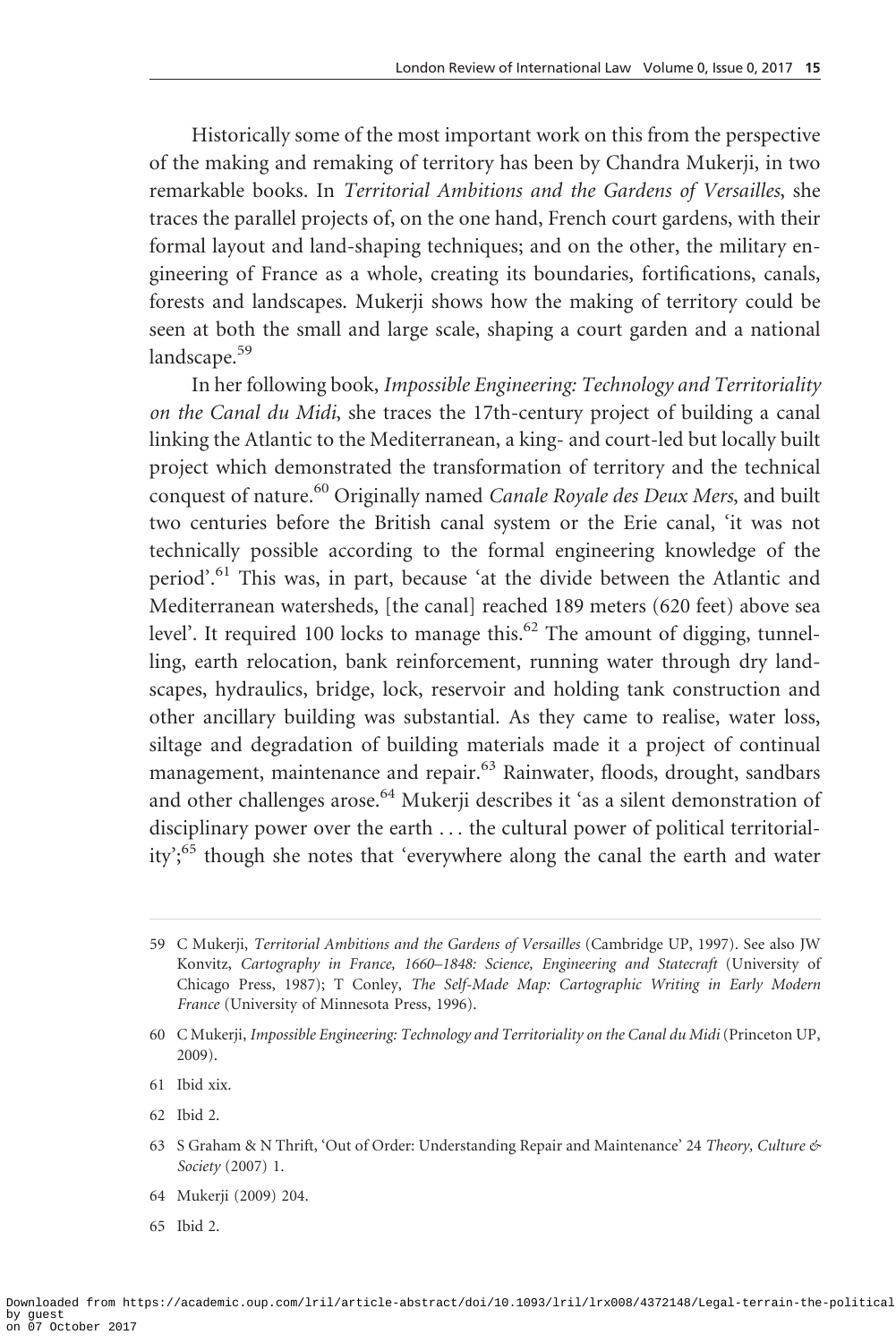Historically some of the most important work on this from the perspective of the making and remaking of territory has been by Chandra Mukerji, in two remarkable books. In *Territorial Ambitions and the Gardens of Versailles*, she traces the parallel projects of, on the one hand, French court gardens, with their formal layout and land-shaping techniques; and on the other, the military engineering of France as a whole, creating its boundaries, fortifications, canals, forests and landscapes. Mukerji shows how the making of territory could be seen at both the small and large scale, shaping a court garden and a national landscape.[59]

In her following book, *Impossible Engineering: Technology and Territoriality on the Canal du Midi*, she traces the 17th-century project of building a canal linking the Atlantic to the Mediterranean, a king- and court-led but locally built project which demonstrated the transformation of territory and the technical conquest of nature.[60] Originally named *Canale Royale des Deux Mers*, and built two centuries before the British canal system or the Erie canal, 'it was not technically possible according to the formal engineering knowledge of the period'.[61] This was, in part, because 'at the divide between the Atlantic and Mediterranean watersheds, [the canal] reached 189 meters (620 feet) above sea level'. It required 100 locks to manage this.[62] The amount of digging, tunnelling, earth relocation, bank reinforcement, running water through dry landscapes, hydraulics, bridge, lock, reservoir and holding tank construction and other ancillary building was substantial. As they came to realise, water loss, siltage and degradation of building materials made it a project of continual management, maintenance and repair.[63] Rainwater, floods, drought, sandbars and other challenges arose.[64] Mukerji describes it 'as a silent demonstration of disciplinary power over the earth ... the cultural power of political territoriality';[65] though she notes that 'everywhere along the canal the earth and water

---

59 C Mukerji, *Territorial Ambitions and the Gardens of Versailles* (Cambridge UP, 1997). See also JW Konvitz, *Cartography in France, 1660–1848: Science, Engineering and Statecraft* (University of Chicago Press, 1987); T Conley, *The Self-Made Map: Cartographic Writing in Early Modern France* (University of Minnesota Press, 1996).

60 C Mukerji, *Impossible Engineering: Technology and Territoriality on the Canal du Midi* (Princeton UP, 2009).

61 Ibid xix.

62 Ibid 2.

63 S Graham & N Thrift, 'Out of Order: Understanding Repair and Maintenance' 24 *Theory, Culture & Society* (2007) 1.

64 Mukerji (2009) 204.

65 Ibid 2.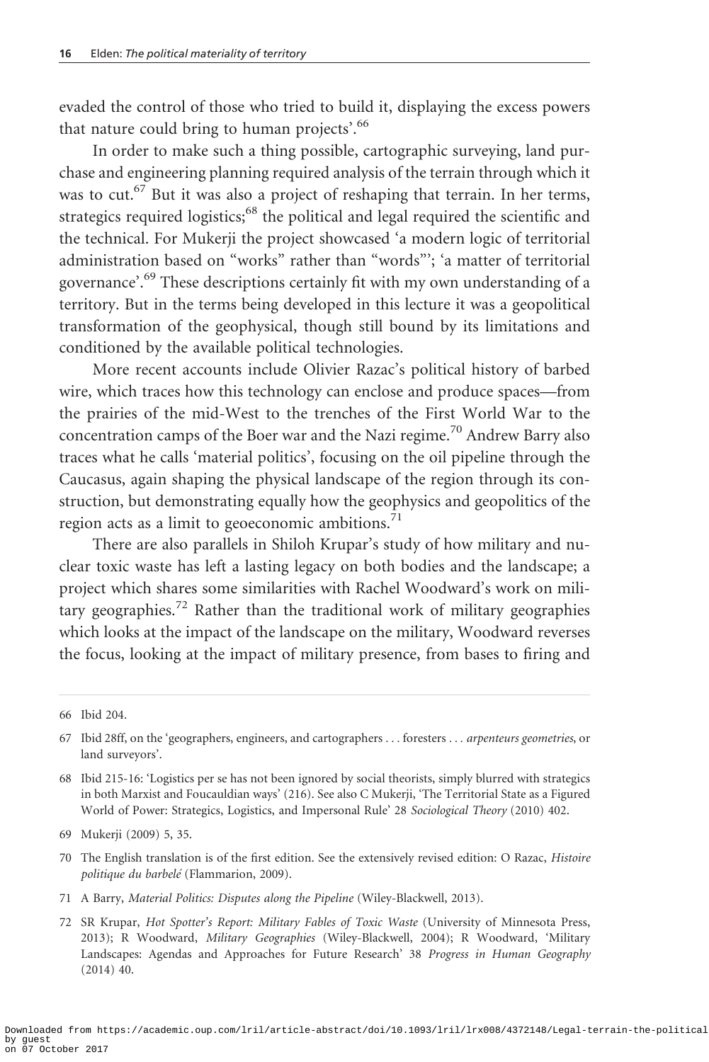evaded the control of those who tried to build it, displaying the excess powers that nature could bring to human projects'.[66]

In order to make such a thing possible, cartographic surveying, land purchase and engineering planning required analysis of the terrain through which it was to cut.[67] But it was also a project of reshaping that terrain. In her terms, strategics required logistics;[68] the political and legal required the scientific and the technical. For Mukerji the project showcased 'a modern logic of territorial administration based on "works" rather than "words"'; 'a matter of territorial governance'.[69] These descriptions certainly fit with my own understanding of a territory. But in the terms being developed in this lecture it was a geopolitical transformation of the geophysical, though still bound by its limitations and conditioned by the available political technologies.

More recent accounts include Olivier Razac's political history of barbed wire, which traces how this technology can enclose and produce spaces—from the prairies of the mid-West to the trenches of the First World War to the concentration camps of the Boer war and the Nazi regime.[70] Andrew Barry also traces what he calls 'material politics', focusing on the oil pipeline through the Caucasus, again shaping the physical landscape of the region through its construction, but demonstrating equally how the geophysics and geopolitics of the region acts as a limit to geoeconomic ambitions.[71]

There are also parallels in Shiloh Krupar's study of how military and nuclear toxic waste has left a lasting legacy on both bodies and the landscape; a project which shares some similarities with Rachel Woodward's work on military geographies.[72] Rather than the traditional work of military geographies which looks at the impact of the landscape on the military, Woodward reverses the focus, looking at the impact of military presence, from bases to firing and

---

66 Ibid 204.

67 Ibid 28ff, on the 'geographers, engineers, and cartographers . . . foresters . . . *arpenteurs geometries*, or land surveyors'.

68 Ibid 215-16: 'Logistics per se has not been ignored by social theorists, simply blurred with strategics in both Marxist and Foucauldian ways' (216). See also C Mukerji, 'The Territorial State as a Figured World of Power: Strategics, Logistics, and Impersonal Rule' 28 *Sociological Theory* (2010) 402.

69 Mukerji (2009) 5, 35.

70 The English translation is of the first edition. See the extensively revised edition: O Razac, *Histoire politique du barbelé* (Flammarion, 2009).

71 A Barry, *Material Politics: Disputes along the Pipeline* (Wiley-Blackwell, 2013).

72 SR Krupar, *Hot Spotter's Report: Military Fables of Toxic Waste* (University of Minnesota Press, 2013); R Woodward, *Military Geographies* (Wiley-Blackwell, 2004); R Woodward, 'Military Landscapes: Agendas and Approaches for Future Research' 38 *Progress in Human Geography* (2014) 40.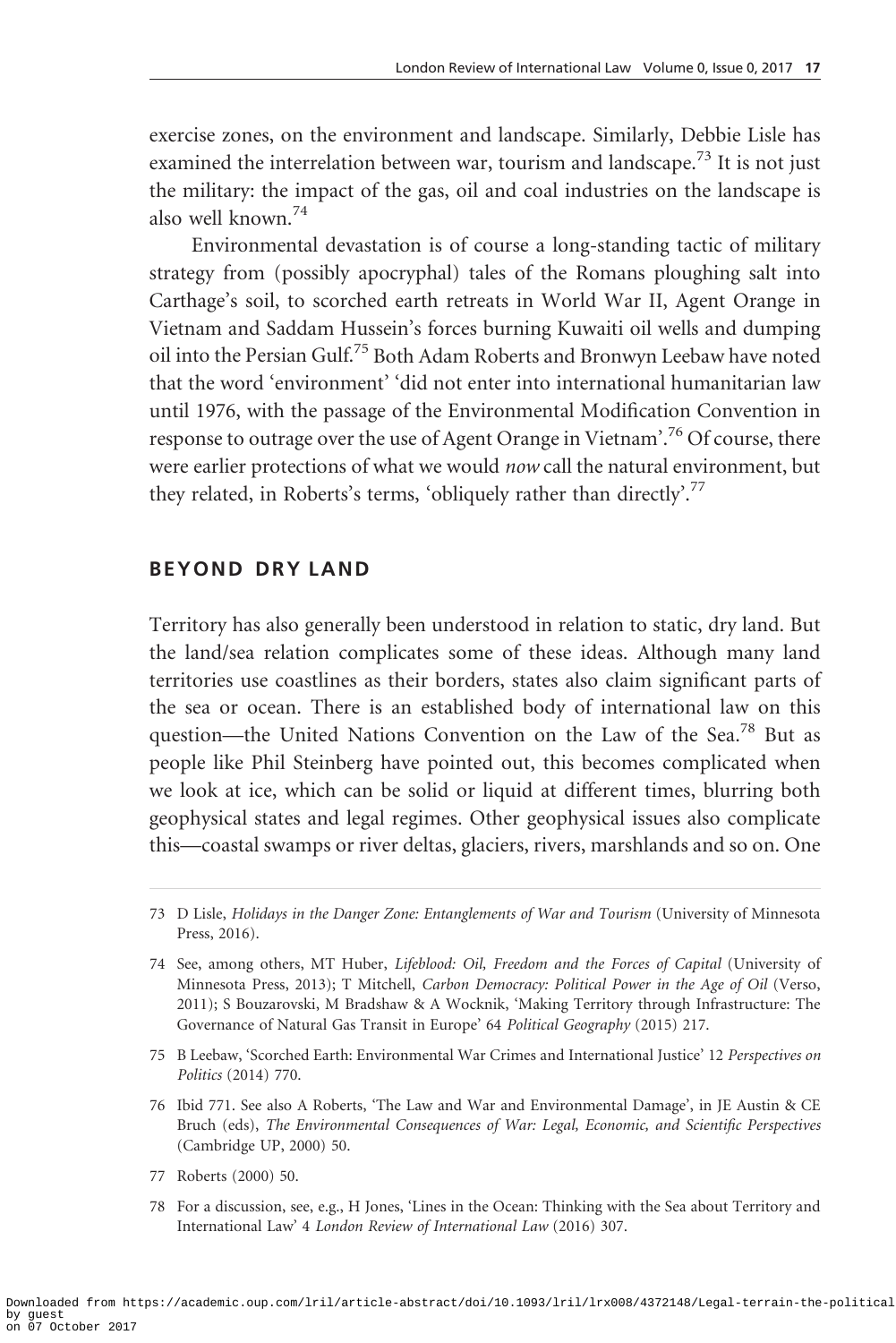exercise zones, on the environment and landscape. Similarly, Debbie Lisle has examined the interrelation between war, tourism and landscape.[73] It is not just the military: the impact of the gas, oil and coal industries on the landscape is also well known.[74]

Environmental devastation is of course a long-standing tactic of military strategy from (possibly apocryphal) tales of the Romans ploughing salt into Carthage's soil, to scorched earth retreats in World War II, Agent Orange in Vietnam and Saddam Hussein's forces burning Kuwaiti oil wells and dumping oil into the Persian Gulf.[75] Both Adam Roberts and Bronwyn Leebaw have noted that the word 'environment' 'did not enter into international humanitarian law until 1976, with the passage of the Environmental Modification Convention in response to outrage over the use of Agent Orange in Vietnam'.[76] Of course, there were earlier protections of what we would *now* call the natural environment, but they related, in Roberts's terms, 'obliquely rather than directly'.[77]

## BEYOND DRY LAND

Territory has also generally been understood in relation to static, dry land. But the land/sea relation complicates some of these ideas. Although many land territories use coastlines as their borders, states also claim significant parts of the sea or ocean. There is an established body of international law on this question—the United Nations Convention on the Law of the Sea.[78] But as people like Phil Steinberg have pointed out, this becomes complicated when we look at ice, which can be solid or liquid at different times, blurring both geophysical states and legal regimes. Other geophysical issues also complicate this—coastal swamps or river deltas, glaciers, rivers, marshlands and so on. One

---

73 D Lisle, *Holidays in the Danger Zone: Entanglements of War and Tourism* (University of Minnesota Press, 2016).

74 See, among others, MT Huber, *Lifeblood: Oil, Freedom and the Forces of Capital* (University of Minnesota Press, 2013); T Mitchell, *Carbon Democracy: Political Power in the Age of Oil* (Verso, 2011); S Bouzarovski, M Bradshaw & A Wocknik, 'Making Territory through Infrastructure: The Governance of Natural Gas Transit in Europe' 64 *Political Geography* (2015) 217.

75 B Leebaw, 'Scorched Earth: Environmental War Crimes and International Justice' 12 *Perspectives on Politics* (2014) 770.

76 Ibid 771. See also A Roberts, 'The Law and War and Environmental Damage', in JE Austin & CE Bruch (eds), *The Environmental Consequences of War: Legal, Economic, and Scientific Perspectives* (Cambridge UP, 2000) 50.

77 Roberts (2000) 50.

78 For a discussion, see, e.g., H Jones, 'Lines in the Ocean: Thinking with the Sea about Territory and International Law' 4 *London Review of International Law* (2016) 307.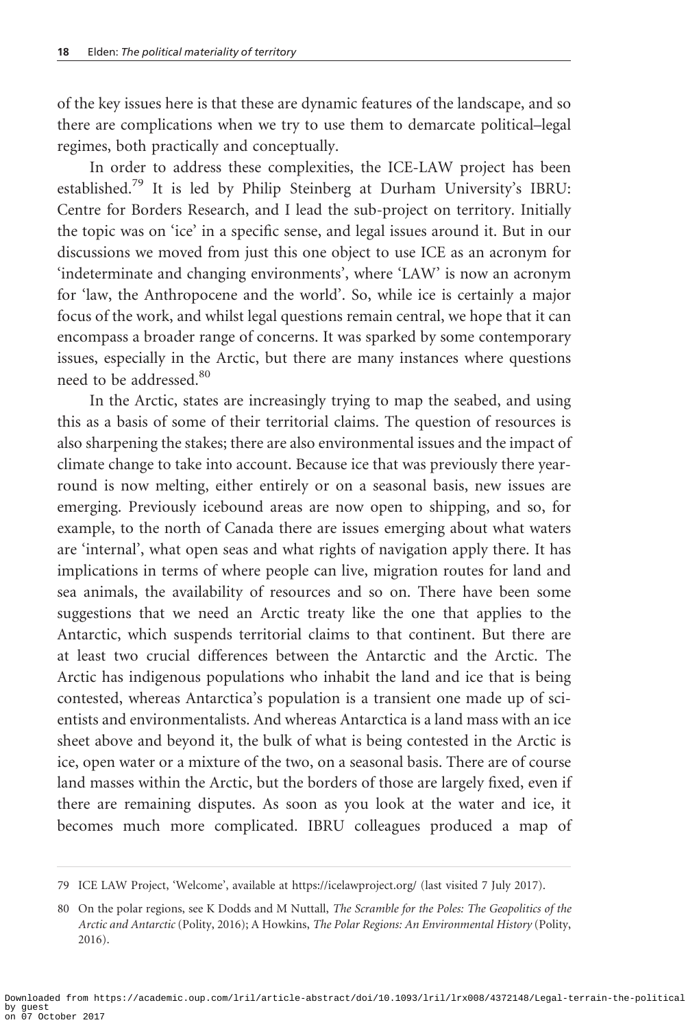of the key issues here is that these are dynamic features of the landscape, and so there are complications when we try to use them to demarcate political–legal regimes, both practically and conceptually.

In order to address these complexities, the ICE-LAW project has been established.[79] It is led by Philip Steinberg at Durham University's IBRU: Centre for Borders Research, and I lead the sub-project on territory. Initially the topic was on 'ice' in a specific sense, and legal issues around it. But in our discussions we moved from just this one object to use ICE as an acronym for 'indeterminate and changing environments', where 'LAW' is now an acronym for 'law, the Anthropocene and the world'. So, while ice is certainly a major focus of the work, and whilst legal questions remain central, we hope that it can encompass a broader range of concerns. It was sparked by some contemporary issues, especially in the Arctic, but there are many instances where questions need to be addressed.[80]

In the Arctic, states are increasingly trying to map the seabed, and using this as a basis of some of their territorial claims. The question of resources is also sharpening the stakes; there are also environmental issues and the impact of climate change to take into account. Because ice that was previously there year-round is now melting, either entirely or on a seasonal basis, new issues are emerging. Previously icebound areas are now open to shipping, and so, for example, to the north of Canada there are issues emerging about what waters are 'internal', what open seas and what rights of navigation apply there. It has implications in terms of where people can live, migration routes for land and sea animals, the availability of resources and so on. There have been some suggestions that we need an Arctic treaty like the one that applies to the Antarctic, which suspends territorial claims to that continent. But there are at least two crucial differences between the Antarctic and the Arctic. The Arctic has indigenous populations who inhabit the land and ice that is being contested, whereas Antarctica's population is a transient one made up of scientists and environmentalists. And whereas Antarctica is a land mass with an ice sheet above and beyond it, the bulk of what is being contested in the Arctic is ice, open water or a mixture of the two, on a seasonal basis. There are of course land masses within the Arctic, but the borders of those are largely fixed, even if there are remaining disputes. As soon as you look at the water and ice, it becomes much more complicated. IBRU colleagues produced a map of

---

79 ICE LAW Project, 'Welcome', available at https://icelawproject.org/ (last visited 7 July 2017).

80 On the polar regions, see K Dodds and M Nuttall, *The Scramble for the Poles: The Geopolitics of the Arctic and Antarctic* (Polity, 2016); A Howkins, *The Polar Regions: An Environmental History* (Polity, 2016).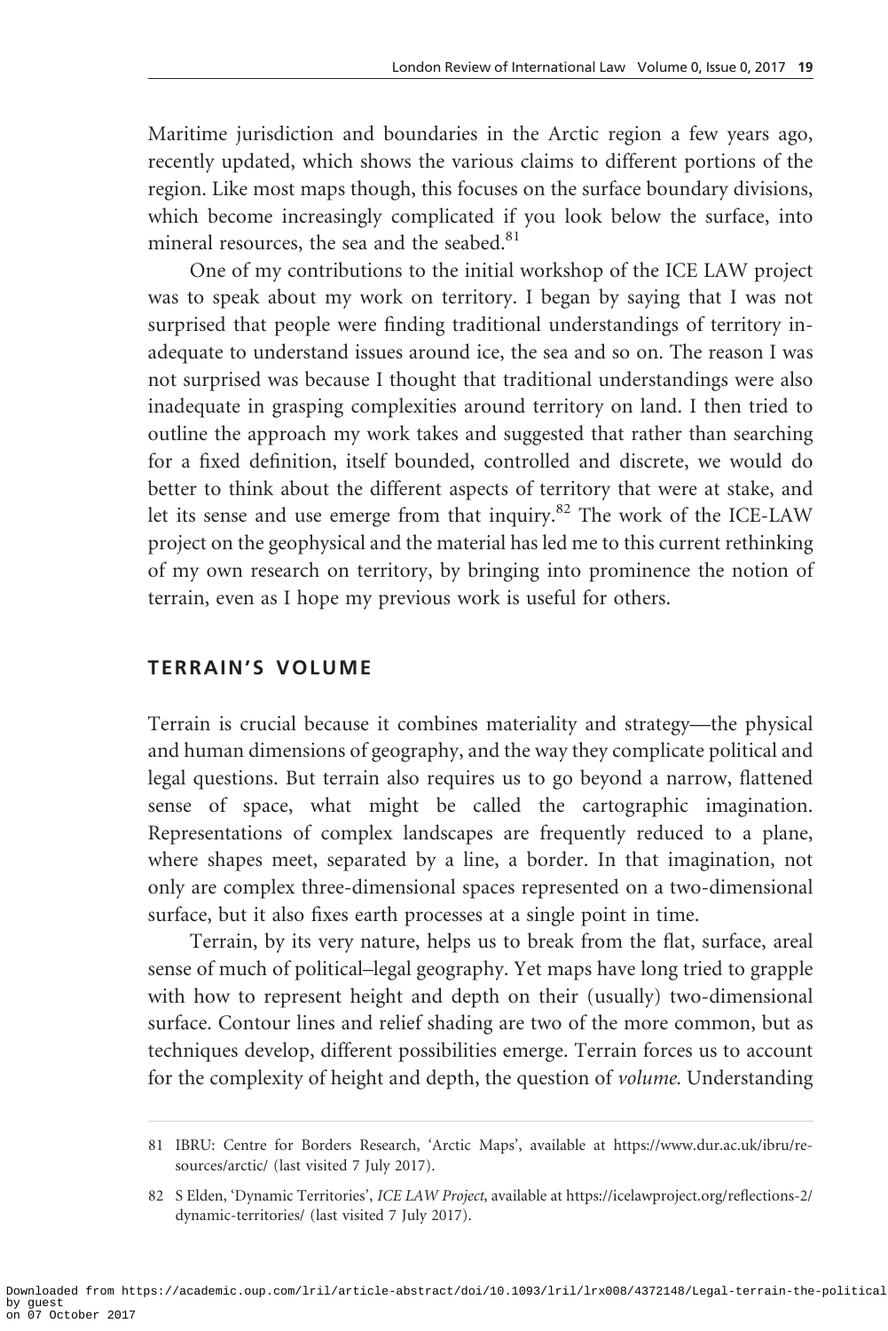Maritime jurisdiction and boundaries in the Arctic region a few years ago, recently updated, which shows the various claims to different portions of the region. Like most maps though, this focuses on the surface boundary divisions, which become increasingly complicated if you look below the surface, into mineral resources, the sea and the seabed.[81]

One of my contributions to the initial workshop of the ICE LAW project was to speak about my work on territory. I began by saying that I was not surprised that people were finding traditional understandings of territory inadequate to understand issues around ice, the sea and so on. The reason I was not surprised was because I thought that traditional understandings were also inadequate in grasping complexities around territory on land. I then tried to outline the approach my work takes and suggested that rather than searching for a fixed definition, itself bounded, controlled and discrete, we would do better to think about the different aspects of territory that were at stake, and let its sense and use emerge from that inquiry.[82] The work of the ICE-LAW project on the geophysical and the material has led me to this current rethinking of my own research on territory, by bringing into prominence the notion of terrain, even as I hope my previous work is useful for others.

## TERRAIN'S VOLUME

Terrain is crucial because it combines materiality and strategy—the physical and human dimensions of geography, and the way they complicate political and legal questions. But terrain also requires us to go beyond a narrow, flattened sense of space, what might be called the cartographic imagination. Representations of complex landscapes are frequently reduced to a plane, where shapes meet, separated by a line, a border. In that imagination, not only are complex three-dimensional spaces represented on a two-dimensional surface, but it also fixes earth processes at a single point in time.

Terrain, by its very nature, helps us to break from the flat, surface, areal sense of much of political–legal geography. Yet maps have long tried to grapple with how to represent height and depth on their (usually) two-dimensional surface. Contour lines and relief shading are two of the more common, but as techniques develop, different possibilities emerge. Terrain forces us to account for the complexity of height and depth, the question of *volume*. Understanding

81 IBRU: Centre for Borders Research, 'Arctic Maps', available at https://www.dur.ac.uk/ibru/resources/arctic/ (last visited 7 July 2017).

82 S Elden, 'Dynamic Territories', *ICE LAW Project*, available at https://icelawproject.org/reflections-2/dynamic-territories/ (last visited 7 July 2017).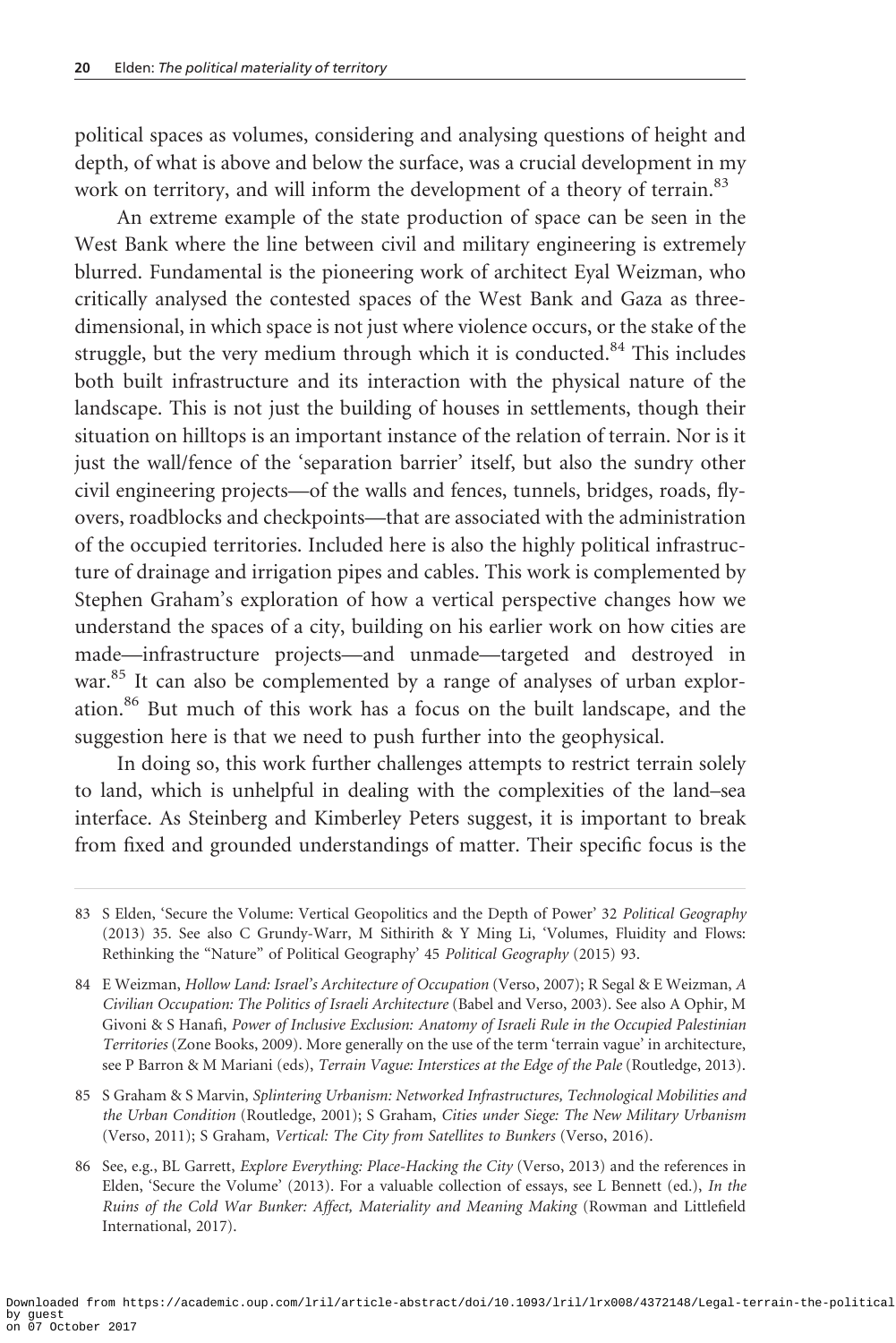political spaces as volumes, considering and analysing questions of height and depth, of what is above and below the surface, was a crucial development in my work on territory, and will inform the development of a theory of terrain.[83]

An extreme example of the state production of space can be seen in the West Bank where the line between civil and military engineering is extremely blurred. Fundamental is the pioneering work of architect Eyal Weizman, who critically analysed the contested spaces of the West Bank and Gaza as three-dimensional, in which space is not just where violence occurs, or the stake of the struggle, but the very medium through which it is conducted.[84] This includes both built infrastructure and its interaction with the physical nature of the landscape. This is not just the building of houses in settlements, though their situation on hilltops is an important instance of the relation of terrain. Nor is it just the wall/fence of the 'separation barrier' itself, but also the sundry other civil engineering projects—of the walls and fences, tunnels, bridges, roads, fly-overs, roadblocks and checkpoints—that are associated with the administration of the occupied territories. Included here is also the highly political infrastructure of drainage and irrigation pipes and cables. This work is complemented by Stephen Graham's exploration of how a vertical perspective changes how we understand the spaces of a city, building on his earlier work on how cities are made—infrastructure projects—and unmade—targeted and destroyed in war.[85] It can also be complemented by a range of analyses of urban exploration.[86] But much of this work has a focus on the built landscape, and the suggestion here is that we need to push further into the geophysical.

In doing so, this work further challenges attempts to restrict terrain solely to land, which is unhelpful in dealing with the complexities of the land–sea interface. As Steinberg and Kimberley Peters suggest, it is important to break from fixed and grounded understandings of matter. Their specific focus is the

---

83 S Elden, 'Secure the Volume: Vertical Geopolitics and the Depth of Power' 32 *Political Geography* (2013) 35. See also C Grundy-Warr, M Sithirith & Y Ming Li, 'Volumes, Fluidity and Flows: Rethinking the "Nature" of Political Geography' 45 *Political Geography* (2015) 93.

84 E Weizman, *Hollow Land: Israel's Architecture of Occupation* (Verso, 2007); R Segal & E Weizman, *A Civilian Occupation: The Politics of Israeli Architecture* (Babel and Verso, 2003). See also A Ophir, M Givoni & S Hanafi, *Power of Inclusive Exclusion: Anatomy of Israeli Rule in the Occupied Palestinian Territories* (Zone Books, 2009). More generally on the use of the term 'terrain vague' in architecture, see P Barron & M Mariani (eds), *Terrain Vague: Interstices at the Edge of the Pale* (Routledge, 2013).

85 S Graham & S Marvin, *Splintering Urbanism: Networked Infrastructures, Technological Mobilities and the Urban Condition* (Routledge, 2001); S Graham, *Cities under Siege: The New Military Urbanism* (Verso, 2011); S Graham, *Vertical: The City from Satellites to Bunkers* (Verso, 2016).

86 See, e.g., BL Garrett, *Explore Everything: Place-Hacking the City* (Verso, 2013) and the references in Elden, 'Secure the Volume' (2013). For a valuable collection of essays, see L Bennett (ed.), *In the Ruins of the Cold War Bunker: Affect, Materiality and Meaning Making* (Rowman and Littlefield International, 2017).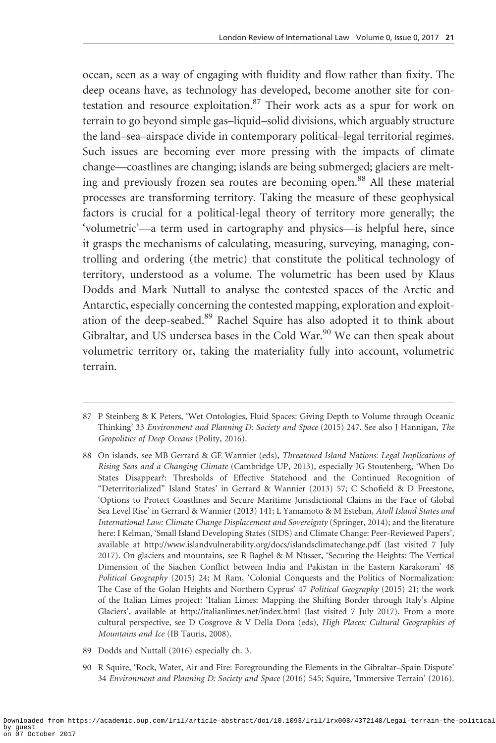ocean, seen as a way of engaging with fluidity and flow rather than fixity. The deep oceans have, as technology has developed, become another site for contestation and resource exploitation.[87] Their work acts as a spur for work on terrain to go beyond simple gas–liquid–solid divisions, which arguably structure the land–sea–airspace divide in contemporary political–legal territorial regimes. Such issues are becoming ever more pressing with the impacts of climate change—coastlines are changing; islands are being submerged; glaciers are melting and previously frozen sea routes are becoming open.[88] All these material processes are transforming territory. Taking the measure of these geophysical factors is crucial for a political-legal theory of territory more generally; the 'volumetric'—a term used in cartography and physics—is helpful here, since it grasps the mechanisms of calculating, measuring, surveying, managing, controlling and ordering (the metric) that constitute the political technology of territory, understood as a volume. The volumetric has been used by Klaus Dodds and Mark Nuttall to analyse the contested spaces of the Arctic and Antarctic, especially concerning the contested mapping, exploration and exploitation of the deep-seabed.[89] Rachel Squire has also adopted it to think about Gibraltar, and US undersea bases in the Cold War.[90] We can then speak about volumetric territory or, taking the materiality fully into account, volumetric terrain.

---

87 P Steinberg & K Peters, 'Wet Ontologies, Fluid Spaces: Giving Depth to Volume through Oceanic Thinking' 33 *Environment and Planning D: Society and Space* (2015) 247. See also J Hannigan, *The Geopolitics of Deep Oceans* (Polity, 2016).

88 On islands, see MB Gerrard & GE Wannier (eds), *Threatened Island Nations: Legal Implications of Rising Seas and a Changing Climate* (Cambridge UP, 2013), especially JG Stoutenberg, 'When Do States Disappear?: Thresholds of Effective Statehood and the Continued Recognition of "Deterritorialized" Island States' in Gerrard & Wannier (2013) 57; C Schofield & D Freestone, 'Options to Protect Coastlines and Secure Maritime Jurisdictional Claims in the Face of Global Sea Level Rise' in Gerrard & Wannier (2013) 141; L Yamamoto & M Esteban, *Atoll Island States and International Law: Climate Change Displacement and Sovereignty* (Springer, 2014); and the literature here: I Kelman, 'Small Island Developing States (SIDS) and Climate Change: Peer-Reviewed Papers', available at http://www.islandvulnerability.org/docs/islandsclimatechange.pdf (last visited 7 July 2017). On glaciers and mountains, see R Baghel & M Nüsser, 'Securing the Heights: The Vertical Dimension of the Siachen Conflict between India and Pakistan in the Eastern Karakoram' 48 *Political Geography* (2015) 24; M Ram, 'Colonial Conquests and the Politics of Normalization: The Case of the Golan Heights and Northern Cyprus' 47 *Political Geography* (2015) 21; the work of the Italian Limes project: 'Italian Limes: Mapping the Shifting Border through Italy's Alpine Glaciers', available at http://italianlimes.net/index.html (last visited 7 July 2017). From a more cultural perspective, see D Cosgrove & V Della Dora (eds), *High Places: Cultural Geographies of Mountains and Ice* (IB Tauris, 2008).

89 Dodds and Nuttall (2016) especially ch. 3.

90 R Squire, 'Rock, Water, Air and Fire: Foregrounding the Elements in the Gibraltar–Spain Dispute' 34 *Environment and Planning D: Society and Space* (2016) 545; Squire, 'Immersive Terrain' (2016).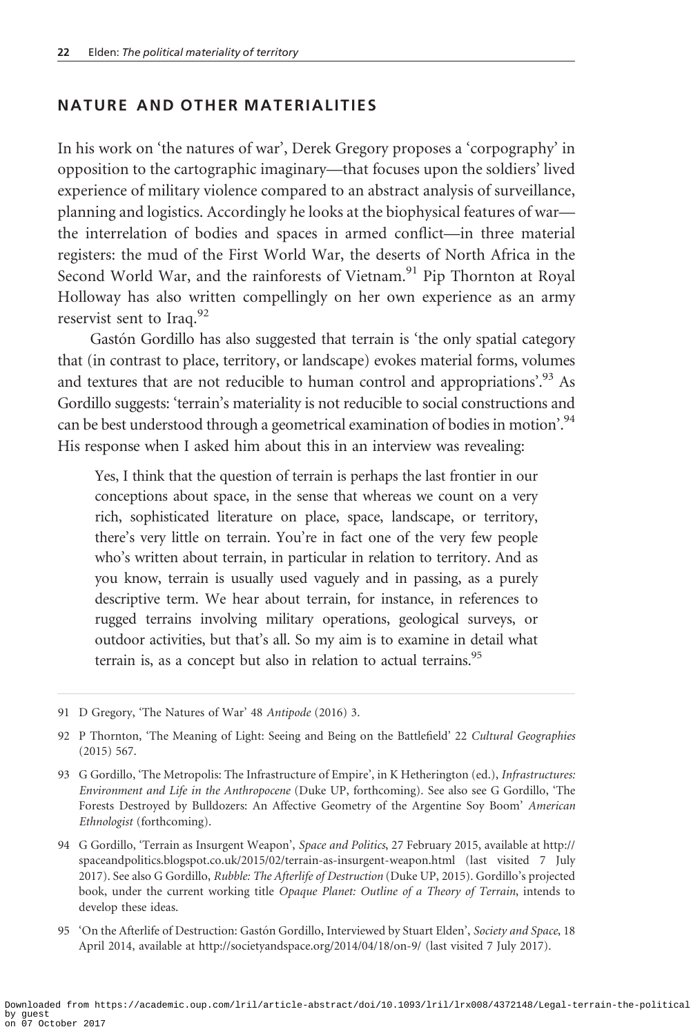## NATURE AND OTHER MATERIALITIES

In his work on 'the natures of war', Derek Gregory proposes a 'corpography' in opposition to the cartographic imaginary—that focuses upon the soldiers' lived experience of military violence compared to an abstract analysis of surveillance, planning and logistics. Accordingly he looks at the biophysical features of war—the interrelation of bodies and spaces in armed conflict—in three material registers: the mud of the First World War, the deserts of North Africa in the Second World War, and the rainforests of Vietnam.[91] Pip Thornton at Royal Holloway has also written compellingly on her own experience as an army reservist sent to Iraq.[92]

Gastón Gordillo has also suggested that terrain is 'the only spatial category that (in contrast to place, territory, or landscape) evokes material forms, volumes and textures that are not reducible to human control and appropriations'.[93] As Gordillo suggests: 'terrain's materiality is not reducible to social constructions and can be best understood through a geometrical examination of bodies in motion'.[94] His response when I asked him about this in an interview was revealing:

> Yes, I think that the question of terrain is perhaps the last frontier in our conceptions about space, in the sense that whereas we count on a very rich, sophisticated literature on place, space, landscape, or territory, there's very little on terrain. You're in fact one of the very few people who's written about terrain, in particular in relation to territory. And as you know, terrain is usually used vaguely and in passing, as a purely descriptive term. We hear about terrain, for instance, in references to rugged terrains involving military operations, geological surveys, or outdoor activities, but that's all. So my aim is to examine in detail what terrain is, as a concept but also in relation to actual terrains.[95]

---

91 D Gregory, 'The Natures of War' 48 *Antipode* (2016) 3.

92 P Thornton, 'The Meaning of Light: Seeing and Being on the Battlefield' 22 *Cultural Geographies* (2015) 567.

93 G Gordillo, 'The Metropolis: The Infrastructure of Empire', in K Hetherington (ed.), *Infrastructures: Environment and Life in the Anthropocene* (Duke UP, forthcoming). See also see G Gordillo, 'The Forests Destroyed by Bulldozers: An Affective Geometry of the Argentine Soy Boom' *American Ethnologist* (forthcoming).

94 G Gordillo, 'Terrain as Insurgent Weapon', *Space and Politics*, 27 February 2015, available at http://spaceandpolitics.blogspot.co.uk/2015/02/terrain-as-insurgent-weapon.html (last visited 7 July 2017). See also G Gordillo, *Rubble: The Afterlife of Destruction* (Duke UP, 2015). Gordillo's projected book, under the current working title *Opaque Planet: Outline of a Theory of Terrain*, intends to develop these ideas.

95 'On the Afterlife of Destruction: Gastón Gordillo, Interviewed by Stuart Elden', *Society and Space*, 18 April 2014, available at http://societyandspace.org/2014/04/18/on-9/ (last visited 7 July 2017).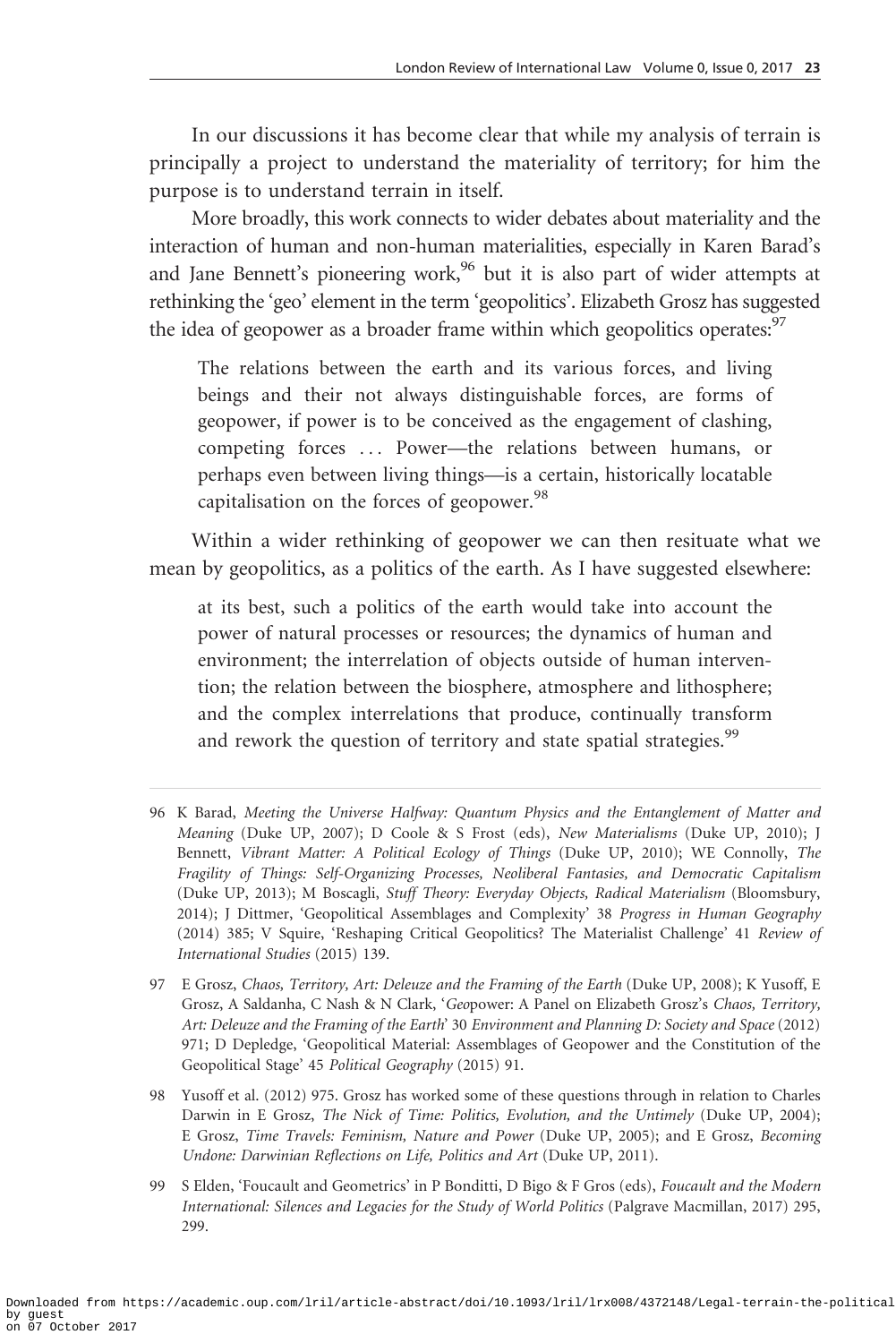In our discussions it has become clear that while my analysis of terrain is principally a project to understand the materiality of territory; for him the purpose is to understand terrain in itself.

More broadly, this work connects to wider debates about materiality and the interaction of human and non-human materialities, especially in Karen Barad's and Jane Bennett's pioneering work,[96] but it is also part of wider attempts at rethinking the 'geo' element in the term 'geopolitics'. Elizabeth Grosz has suggested the idea of geopower as a broader frame within which geopolitics operates:[97]

> The relations between the earth and its various forces, and living beings and their not always distinguishable forces, are forms of geopower, if power is to be conceived as the engagement of clashing, competing forces ... Power—the relations between humans, or perhaps even between living things—is a certain, historically locatable capitalisation on the forces of geopower.[98]

Within a wider rethinking of geopower we can then resituate what we mean by geopolitics, as a politics of the earth. As I have suggested elsewhere:

> at its best, such a politics of the earth would take into account the power of natural processes or resources; the dynamics of human and environment; the interrelation of objects outside of human intervention; the relation between the biosphere, atmosphere and lithosphere; and the complex interrelations that produce, continually transform and rework the question of territory and state spatial strategies.[99]

---

96 K Barad, *Meeting the Universe Halfway: Quantum Physics and the Entanglement of Matter and Meaning* (Duke UP, 2007); D Coole & S Frost (eds), *New Materialisms* (Duke UP, 2010); J Bennett, *Vibrant Matter: A Political Ecology of Things* (Duke UP, 2010); WE Connolly, *The Fragility of Things: Self-Organizing Processes, Neoliberal Fantasies, and Democratic Capitalism* (Duke UP, 2013); M Boscagli, *Stuff Theory: Everyday Objects, Radical Materialism* (Bloomsbury, 2014); J Dittmer, 'Geopolitical Assemblages and Complexity' 38 *Progress in Human Geography* (2014) 385; V Squire, 'Reshaping Critical Geopolitics? The Materialist Challenge' 41 *Review of International Studies* (2015) 139.

97 E Grosz, *Chaos, Territory, Art: Deleuze and the Framing of the Earth* (Duke UP, 2008); K Yusoff, E Grosz, A Saldanha, C Nash & N Clark, '*Geo*power: A Panel on Elizabeth Grosz's *Chaos, Territory, Art: Deleuze and the Framing of the Earth*' 30 *Environment and Planning D: Society and Space* (2012) 971; D Depledge, 'Geopolitical Material: Assemblages of Geopower and the Constitution of the Geopolitical Stage' 45 *Political Geography* (2015) 91.

98 Yusoff et al. (2012) 975. Grosz has worked some of these questions through in relation to Charles Darwin in E Grosz, *The Nick of Time: Politics, Evolution, and the Untimely* (Duke UP, 2004); E Grosz, *Time Travels: Feminism, Nature and Power* (Duke UP, 2005); and E Grosz, *Becoming Undone: Darwinian Reflections on Life, Politics and Art* (Duke UP, 2011).

99 S Elden, 'Foucault and Geometrics' in P Bonditti, D Bigo & F Gros (eds), *Foucault and the Modern International: Silences and Legacies for the Study of World Politics* (Palgrave Macmillan, 2017) 295, 299.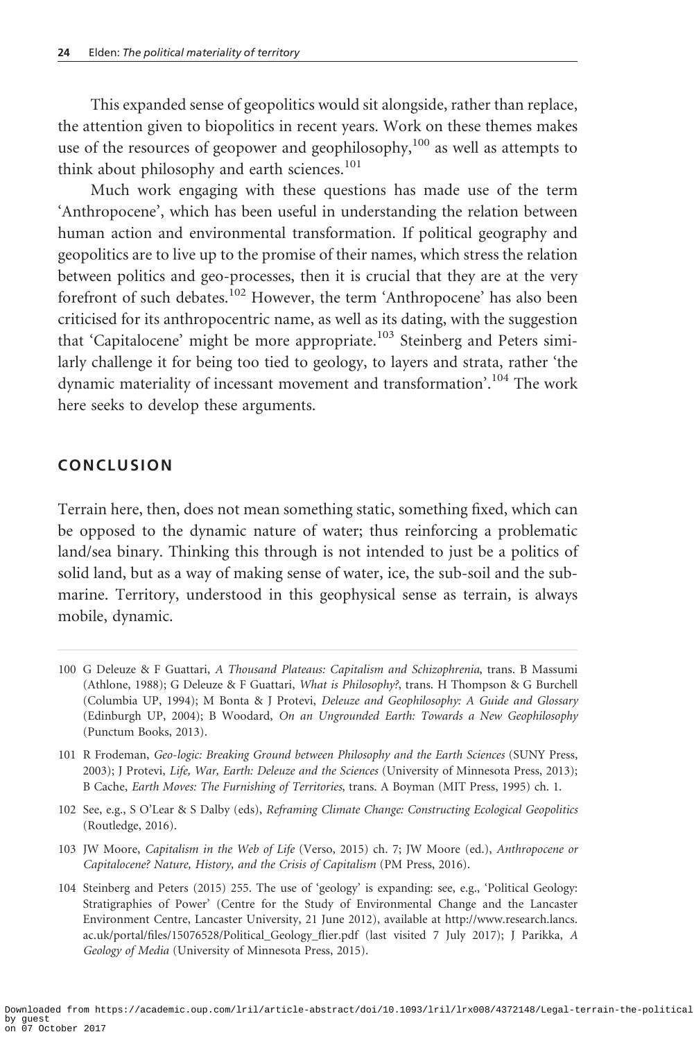This expanded sense of geopolitics would sit alongside, rather than replace, the attention given to biopolitics in recent years. Work on these themes makes use of the resources of geopower and geophilosophy,[100] as well as attempts to think about philosophy and earth sciences.[101]

Much work engaging with these questions has made use of the term 'Anthropocene', which has been useful in understanding the relation between human action and environmental transformation. If political geography and geopolitics are to live up to the promise of their names, which stress the relation between politics and geo-processes, then it is crucial that they are at the very forefront of such debates.[102] However, the term 'Anthropocene' has also been criticised for its anthropocentric name, as well as its dating, with the suggestion that 'Capitalocene' might be more appropriate.[103] Steinberg and Peters similarly challenge it for being too tied to geology, to layers and strata, rather 'the dynamic materiality of incessant movement and transformation'.[104] The work here seeks to develop these arguments.

## CONCLUSION

Terrain here, then, does not mean something static, something fixed, which can be opposed to the dynamic nature of water; thus reinforcing a problematic land/sea binary. Thinking this through is not intended to just be a politics of solid land, but as a way of making sense of water, ice, the sub-soil and the sub-marine. Territory, understood in this geophysical sense as terrain, is always mobile, dynamic.

100 G Deleuze & F Guattari, *A Thousand Plateaus: Capitalism and Schizophrenia*, trans. B Massumi (Athlone, 1988); G Deleuze & F Guattari, *What is Philosophy?*, trans. H Thompson & G Burchell (Columbia UP, 1994); M Bonta & J Protevi, *Deleuze and Geophilosophy: A Guide and Glossary* (Edinburgh UP, 2004); B Woodard, *On an Ungrounded Earth: Towards a New Geophilosophy* (Punctum Books, 2013).

101 R Frodeman, *Geo-logic: Breaking Ground between Philosophy and the Earth Sciences* (SUNY Press, 2003); J Protevi, *Life, War, Earth: Deleuze and the Sciences* (University of Minnesota Press, 2013); B Cache, *Earth Moves: The Furnishing of Territories*, trans. A Boyman (MIT Press, 1995) ch. 1.

102 See, e.g., S O'Lear & S Dalby (eds), *Reframing Climate Change: Constructing Ecological Geopolitics* (Routledge, 2016).

103 JW Moore, *Capitalism in the Web of Life* (Verso, 2015) ch. 7; JW Moore (ed.), *Anthropocene or Capitalocene? Nature, History, and the Crisis of Capitalism* (PM Press, 2016).

104 Steinberg and Peters (2015) 255. The use of 'geology' is expanding: see, e.g., 'Political Geology: Stratigraphies of Power' (Centre for the Study of Environmental Change and the Lancaster Environment Centre, Lancaster University, 21 June 2012), available at http://www.research.lancs.ac.uk/portal/files/15076528/Political_Geology_flier.pdf (last visited 7 July 2017); J Parikka, *A Geology of Media* (University of Minnesota Press, 2015).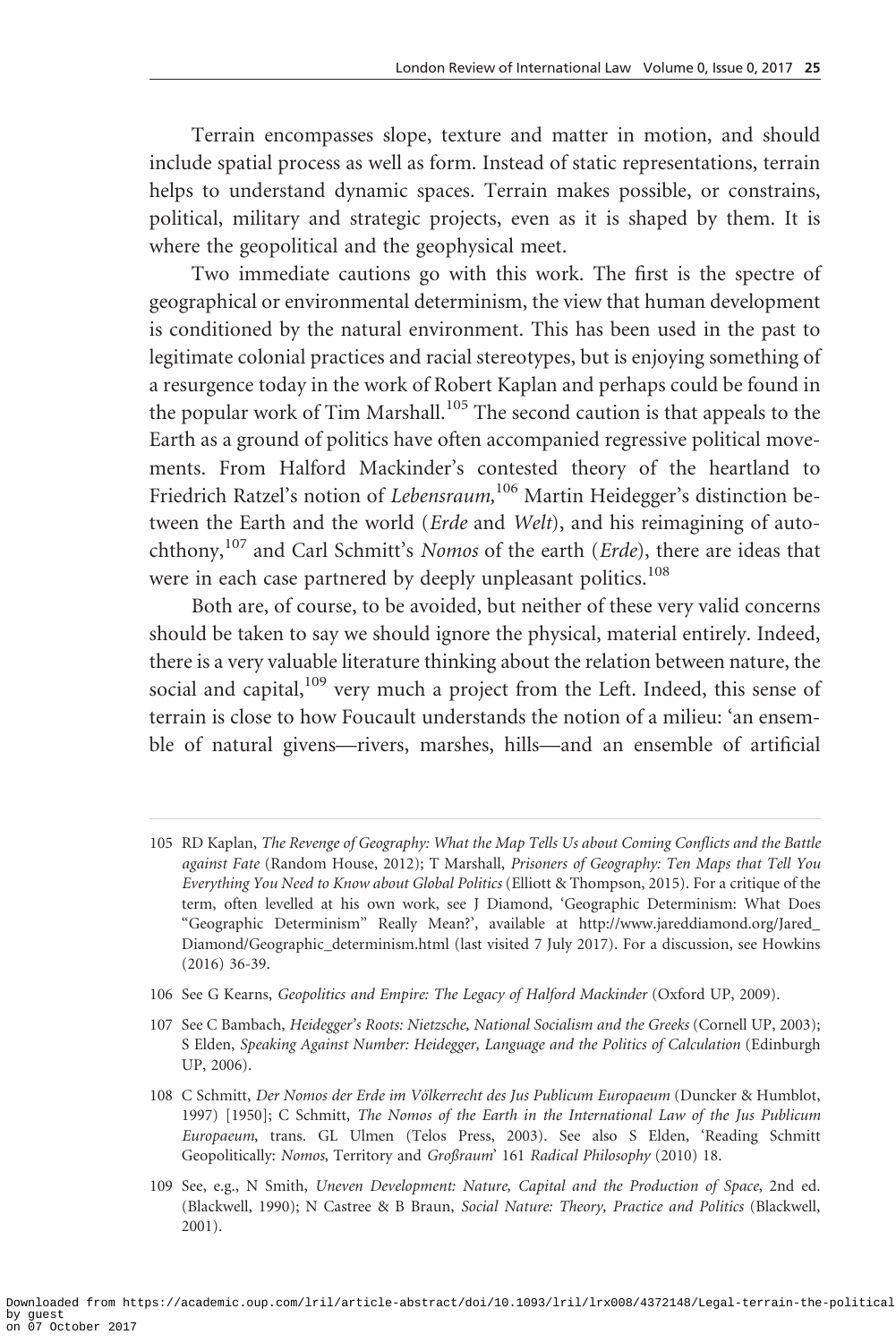Terrain encompasses slope, texture and matter in motion, and should include spatial process as well as form. Instead of static representations, terrain helps to understand dynamic spaces. Terrain makes possible, or constrains, political, military and strategic projects, even as it is shaped by them. It is where the geopolitical and the geophysical meet.

Two immediate cautions go with this work. The first is the spectre of geographical or environmental determinism, the view that human development is conditioned by the natural environment. This has been used in the past to legitimate colonial practices and racial stereotypes, but is enjoying something of a resurgence today in the work of Robert Kaplan and perhaps could be found in the popular work of Tim Marshall.[105] The second caution is that appeals to the Earth as a ground of politics have often accompanied regressive political movements. From Halford Mackinder's contested theory of the heartland to Friedrich Ratzel's notion of *Lebensraum*,[106] Martin Heidegger's distinction between the Earth and the world (*Erde* and *Welt*), and his reimagining of autochthony,[107] and Carl Schmitt's *Nomos* of the earth (*Erde*), there are ideas that were in each case partnered by deeply unpleasant politics.[108]

Both are, of course, to be avoided, but neither of these very valid concerns should be taken to say we should ignore the physical, material entirely. Indeed, there is a very valuable literature thinking about the relation between nature, the social and capital,[109] very much a project from the Left. Indeed, this sense of terrain is close to how Foucault understands the notion of a milieu: 'an ensemble of natural givens—rivers, marshes, hills—and an ensemble of artificial

---

105 RD Kaplan, *The Revenge of Geography: What the Map Tells Us about Coming Conflicts and the Battle against Fate* (Random House, 2012); T Marshall, *Prisoners of Geography: Ten Maps that Tell You Everything You Need to Know about Global Politics* (Elliott & Thompson, 2015). For a critique of the term, often levelled at his own work, see J Diamond, 'Geographic Determinism: What Does "Geographic Determinism" Really Mean?', available at http://www.jareddiamond.org/Jared_Diamond/Geographic_determinism.html (last visited 7 July 2017). For a discussion, see Howkins (2016) 36-39.

106 See G Kearns, *Geopolitics and Empire: The Legacy of Halford Mackinder* (Oxford UP, 2009).

107 See C Bambach, *Heidegger's Roots: Nietzsche, National Socialism and the Greeks* (Cornell UP, 2003); S Elden, *Speaking Against Number: Heidegger, Language and the Politics of Calculation* (Edinburgh UP, 2006).

108 C Schmitt, *Der Nomos der Erde im Völkerrecht des Jus Publicum Europaeum* (Duncker & Humblot, 1997) [1950]; C Schmitt, *The Nomos of the Earth in the International Law of the Jus Publicum Europaeum*, trans. GL Ulmen (Telos Press, 2003). See also S Elden, 'Reading Schmitt Geopolitically: *Nomos*, Territory and *Großraum*' 161 *Radical Philosophy* (2010) 18.

109 See, e.g., N Smith, *Uneven Development: Nature, Capital and the Production of Space*, 2nd ed. (Blackwell, 1990); N Castree & B Braun, *Social Nature: Theory, Practice and Politics* (Blackwell, 2001).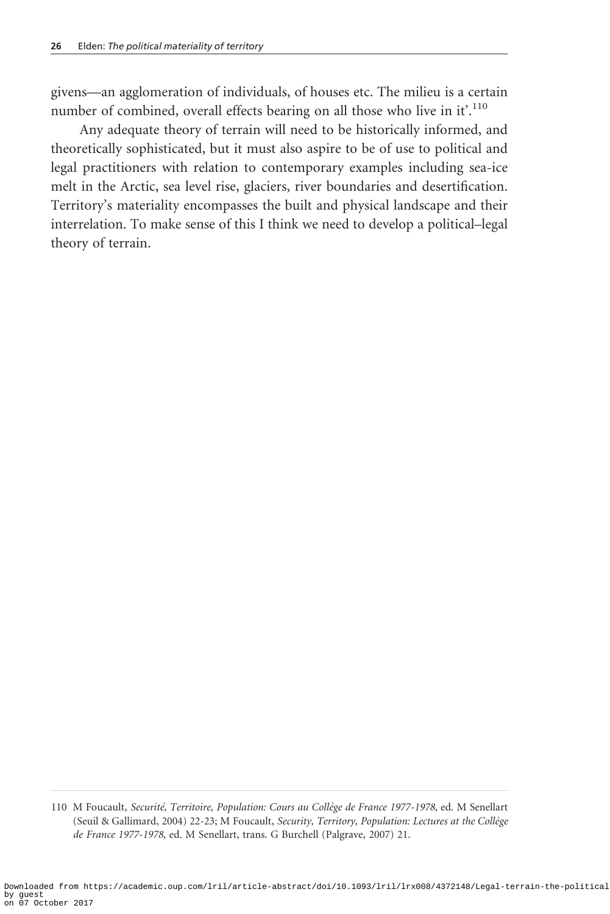givens—an agglomeration of individuals, of houses etc. The milieu is a certain number of combined, overall effects bearing on all those who live in it'.[110]

Any adequate theory of terrain will need to be historically informed, and theoretically sophisticated, but it must also aspire to be of use to political and legal practitioners with relation to contemporary examples including sea-ice melt in the Arctic, sea level rise, glaciers, river boundaries and desertification. Territory's materiality encompasses the built and physical landscape and their interrelation. To make sense of this I think we need to develop a political–legal theory of terrain.

110 M Foucault, *Securité, Territoire, Population: Cours au Collège de France 1977-1978*, ed. M Senellart (Seuil & Gallimard, 2004) 22-23; M Foucault, *Security, Territory, Population: Lectures at the Collège de France 1977-1978*, ed. M Senellart, trans. G Burchell (Palgrave, 2007) 21.